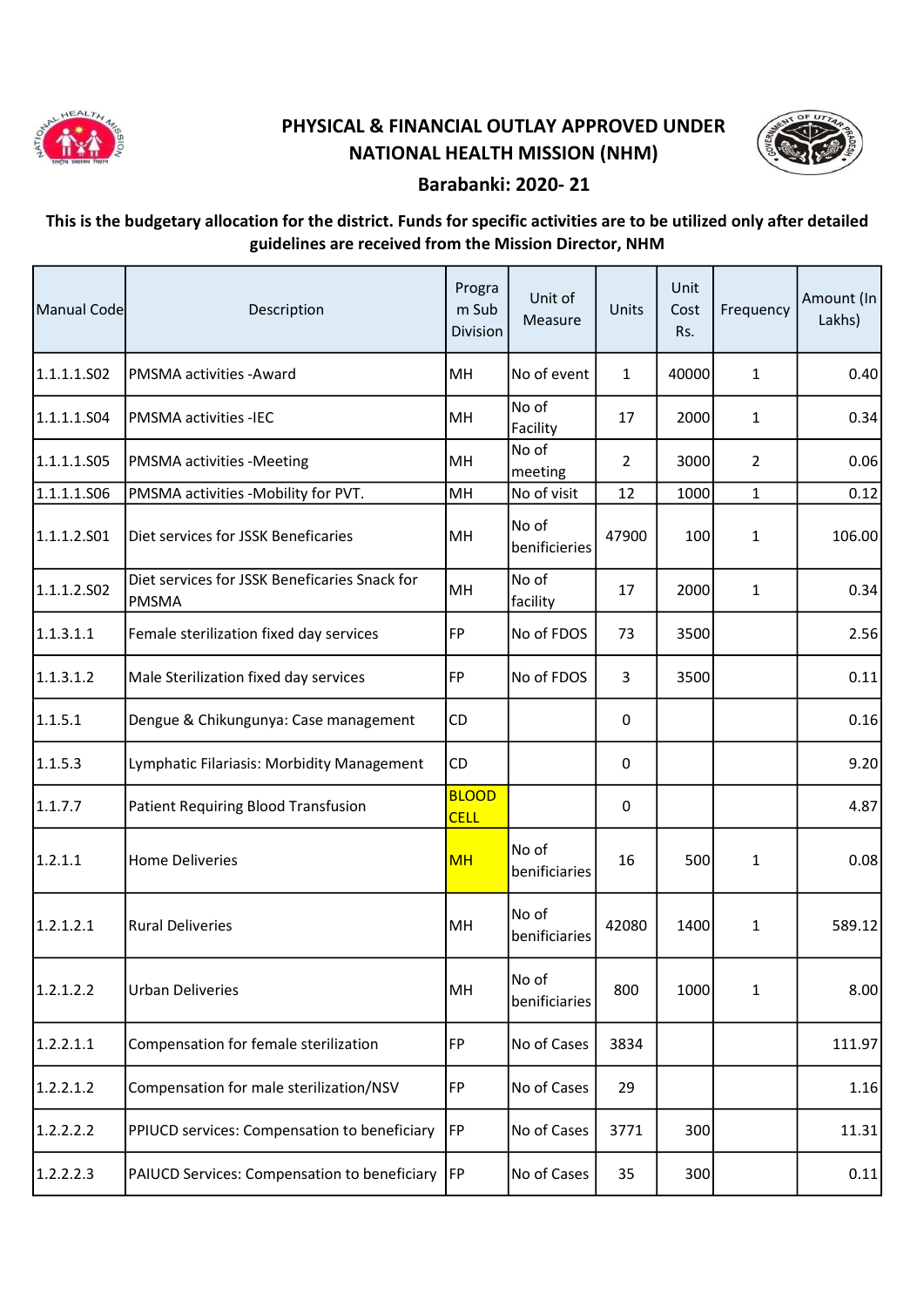# PHYSICAL & FINANCIAL OUTLAY APPROVED UNDER NATIONAL HEALTH MISSION (NHM)

## Barabanki: 2020- 21

**This is the budgetary allocation for the district. Funds for specific activities are to be utilized only after detailed guidelines are received from the Mission Director, NHM**

| Manual Code | Description | Program Sub Division | Unit of Measure | Units | Unit Cost Rs. | Frequency | Amount (In Lakhs) |
|---|---|---|---|---|---|---|---|
| 1.1.1.1.S02 | PMSMA activities -Award | MH | No of event | 1 | 40000 | 1 | 0.40 |
| 1.1.1.1.S04 | PMSMA activities -IEC | MH | No of Facility | 17 | 2000 | 1 | 0.34 |
| 1.1.1.1.S05 | PMSMA activities -Meeting | MH | No of meeting | 2 | 3000 | 2 | 0.06 |
| 1.1.1.1.S06 | PMSMA activities -Mobility for PVT. | MH | No of visit | 12 | 1000 | 1 | 0.12 |
| 1.1.1.2.S01 | Diet services for JSSK Beneficaries | MH | No of benificieries | 47900 | 100 | 1 | 106.00 |
| 1.1.1.2.S02 | Diet services for JSSK Beneficaries Snack for PMSMA | MH | No of facility | 17 | 2000 | 1 | 0.34 |
| 1.1.3.1.1 | Female sterilization fixed day services | FP | No of FDOS | 73 | 3500 | | 2.56 |
| 1.1.3.1.2 | Male Sterilization fixed day services | FP | No of FDOS | 3 | 3500 | | 0.11 |
| 1.1.5.1 | Dengue & Chikungunya: Case management | CD | | 0 | | | 0.16 |
| 1.1.5.3 | Lymphatic Filariasis: Morbidity Management | CD | | 0 | | | 9.20 |
| 1.1.7.7 | Patient Requiring Blood Transfusion | BLOOD CELL | | 0 | | | 4.87 |
| 1.2.1.1 | Home Deliveries | MH | No of beneficiaries | 16 | 500 | 1 | 0.08 |
| 1.2.1.2.1 | Rural Deliveries | MH | No of beneficiaries | 42080 | 1400 | 1 | 589.12 |
| 1.2.1.2.2 | Urban Deliveries | MH | No of beneficiaries | 800 | 1000 | 1 | 8.00 |
| 1.2.2.1.1 | Compensation for female sterilization | FP | No of Cases | 3834 | | | 111.97 |
| 1.2.2.1.2 | Compensation for male sterilization/NSV | FP | No of Cases | 29 | | | 1.16 |
| 1.2.2.2.2 | PPIUCD services: Compensation to beneficiary | FP | No of Cases | 3771 | 300 | | 11.31 |
| 1.2.2.2.3 | PAIUCD Services: Compensation to beneficiary | FP | No of Cases | 35 | 300 | | 0.11 |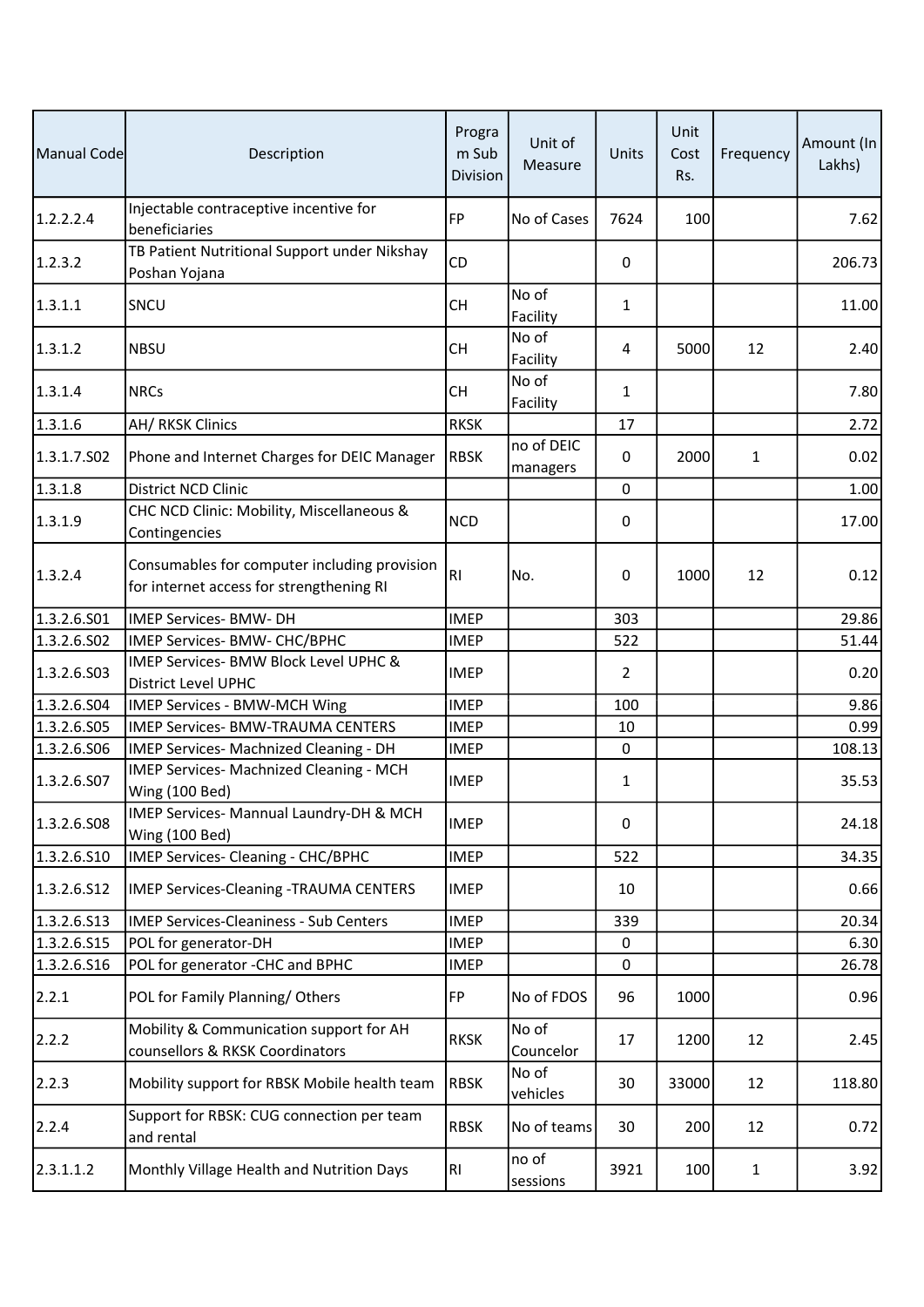| Manual Code | Description | Program Sub Division | Unit of Measure | Units | Unit Cost Rs. | Frequency | Amount (In Lakhs) |
|---|---|---|---|---|---|---|---|
| 1.2.2.2.4 | Injectable contraceptive incentive for beneficiaries | FP | No of Cases | 7624 | 100 | | 7.62 |
| 1.2.3.2 | TB Patient Nutritional Support under Nikshay Poshan Yojana | CD | | 0 | | | 206.73 |
| 1.3.1.1 | SNCU | CH | No of Facility | 1 | | | 11.00 |
| 1.3.1.2 | NBSU | CH | No of Facility | 4 | 5000 | 12 | 2.40 |
| 1.3.1.4 | NRCs | CH | No of Facility | 1 | | | 7.80 |
| 1.3.1.6 | AH/ RKSK Clinics | RKSK | | 17 | | | 2.72 |
| 1.3.1.7.S02 | Phone and Internet Charges for DEIC Manager | RBSK | no of DEIC managers | 0 | 2000 | 1 | 0.02 |
| 1.3.1.8 | District NCD Clinic | | | 0 | | | 1.00 |
| 1.3.1.9 | CHC NCD Clinic: Mobility, Miscellaneous & Contingencies | NCD | | 0 | | | 17.00 |
| 1.3.2.4 | Consumables for computer including provision for internet access for strengthening RI | RI | No. | 0 | 1000 | 12 | 0.12 |
| 1.3.2.6.S01 | IMEP Services- BMW- DH | IMEP | | 303 | | | 29.86 |
| 1.3.2.6.S02 | IMEP Services- BMW- CHC/BPHC | IMEP | | 522 | | | 51.44 |
| 1.3.2.6.S03 | IMEP Services- BMW Block Level UPHC & District Level UPHC | IMEP | | 2 | | | 0.20 |
| 1.3.2.6.S04 | IMEP Services - BMW-MCH Wing | IMEP | | 100 | | | 9.86 |
| 1.3.2.6.S05 | IMEP Services- BMW-TRAUMA CENTERS | IMEP | | 10 | | | 0.99 |
| 1.3.2.6.S06 | IMEP Services- Machnized Cleaning - DH | IMEP | | 0 | | | 108.13 |
| 1.3.2.6.S07 | IMEP Services- Machnized Cleaning - MCH Wing (100 Bed) | IMEP | | 1 | | | 35.53 |
| 1.3.2.6.S08 | IMEP Services- Mannual Laundry-DH & MCH Wing (100 Bed) | IMEP | | 0 | | | 24.18 |
| 1.3.2.6.S10 | IMEP Services- Cleaning - CHC/BPHC | IMEP | | 522 | | | 34.35 |
| 1.3.2.6.S12 | IMEP Services-Cleaning -TRAUMA CENTERS | IMEP | | 10 | | | 0.66 |
| 1.3.2.6.S13 | IMEP Services-Cleaniness - Sub Centers | IMEP | | 339 | | | 20.34 |
| 1.3.2.6.S15 | POL for generator-DH | IMEP | | 0 | | | 6.30 |
| 1.3.2.6.S16 | POL for generator -CHC and BPHC | IMEP | | 0 | | | 26.78 |
| 2.2.1 | POL for Family Planning/ Others | FP | No of FDOS | 96 | 1000 | | 0.96 |
| 2.2.2 | Mobility & Communication support for AH counsellors & RKSK Coordinators | RKSK | No of Councelor | 17 | 1200 | 12 | 2.45 |
| 2.2.3 | Mobility support for RBSK Mobile health team | RBSK | No of vehicles | 30 | 33000 | 12 | 118.80 |
| 2.2.4 | Support for RBSK: CUG connection per team and rental | RBSK | No of teams | 30 | 200 | 12 | 0.72 |
| 2.3.1.1.2 | Monthly Village Health and Nutrition Days | RI | no of sessions | 3921 | 100 | 1 | 3.92 |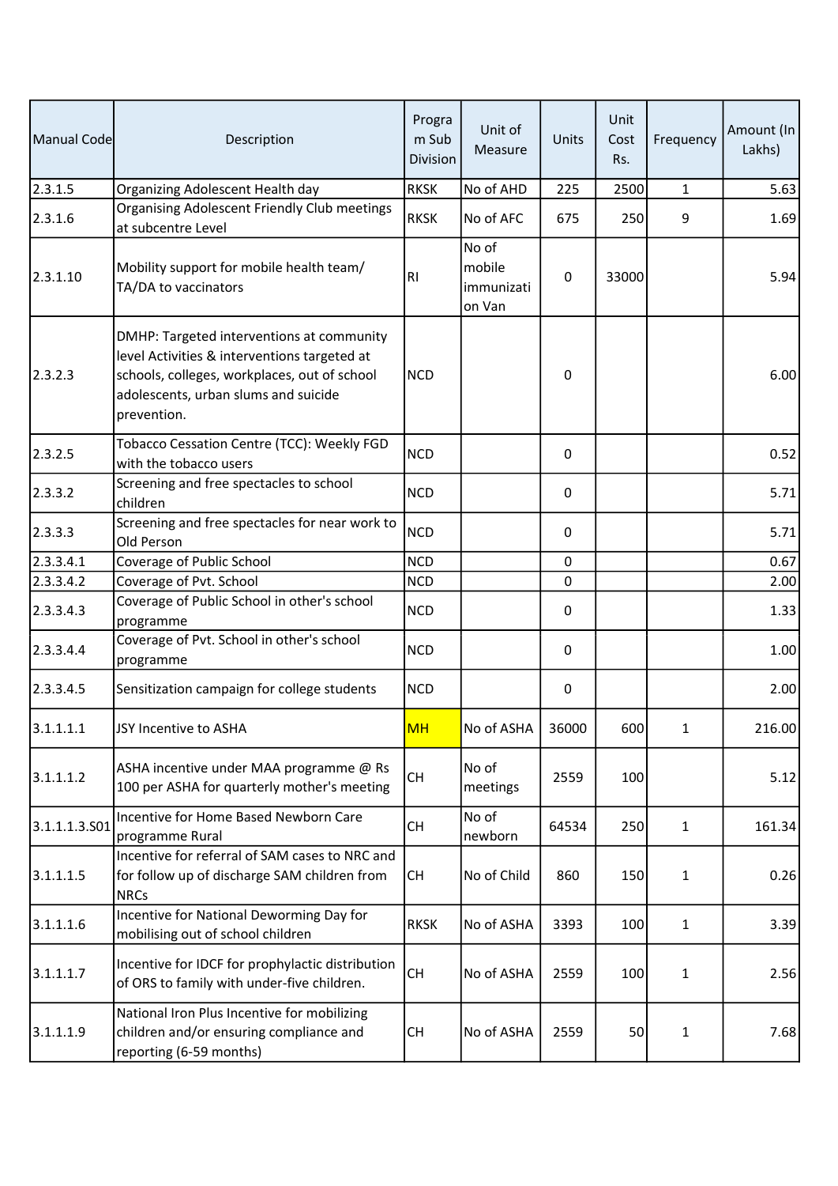| Manual Code | Description | Program Sub Division | Unit of Measure | Units | Unit Cost Rs. | Frequency | Amount (In Lakhs) |
|---|---|---|---|---|---|---|---|
| 2.3.1.5 | Organizing Adolescent Health day | RKSK | No of AHD | 225 | 2500 | 1 | 5.63 |
| 2.3.1.6 | Organising Adolescent Friendly Club meetings at subcentre Level | RKSK | No of AFC | 675 | 250 | 9 | 1.69 |
| 2.3.1.10 | Mobility support for mobile health team/ TA/DA to vaccinators | RI | No of mobile immunization Van | 0 | 33000 | | 5.94 |
| 2.3.2.3 | DMHP: Targeted interventions at community level Activities & interventions targeted at schools, colleges, workplaces, out of school adolescents, urban slums and suicide prevention. | NCD | | 0 | | | 6.00 |
| 2.3.2.5 | Tobacco Cessation Centre (TCC): Weekly FGD with the tobacco users | NCD | | 0 | | | 0.52 |
| 2.3.3.2 | Screening and free spectacles to school children | NCD | | 0 | | | 5.71 |
| 2.3.3.3 | Screening and free spectacles for near work to Old Person | NCD | | 0 | | | 5.71 |
| 2.3.3.4.1 | Coverage of Public School | NCD | | 0 | | | 0.67 |
| 2.3.3.4.2 | Coverage of Pvt. School | NCD | | 0 | | | 2.00 |
| 2.3.3.4.3 | Coverage of Public School in other's school programme | NCD | | 0 | | | 1.33 |
| 2.3.3.4.4 | Coverage of Pvt. School in other's school programme | NCD | | 0 | | | 1.00 |
| 2.3.3.4.5 | Sensitization campaign for college students | NCD | | 0 | | | 2.00 |
| 3.1.1.1.1 | JSY Incentive to ASHA | MH | No of ASHA | 36000 | 600 | 1 | 216.00 |
| 3.1.1.1.2 | ASHA incentive under MAA programme @ Rs 100 per ASHA for quarterly mother's meeting | CH | No of meetings | 2559 | 100 | | 5.12 |
| 3.1.1.1.3.S01 | Incentive for Home Based Newborn Care programme Rural | CH | No of newborn | 64534 | 250 | 1 | 161.34 |
| 3.1.1.1.5 | Incentive for referral of SAM cases to NRC and for follow up of discharge SAM children from NRCs | CH | No of Child | 860 | 150 | 1 | 0.26 |
| 3.1.1.1.6 | Incentive for National Deworming Day for mobilising out of school children | RKSK | No of ASHA | 3393 | 100 | 1 | 3.39 |
| 3.1.1.1.7 | Incentive for IDCF for prophylactic distribution of ORS to family with under-five children. | CH | No of ASHA | 2559 | 100 | 1 | 2.56 |
| 3.1.1.1.9 | National Iron Plus Incentive for mobilizing children and/or ensuring compliance and reporting (6-59 months) | CH | No of ASHA | 2559 | 50 | 1 | 7.68 |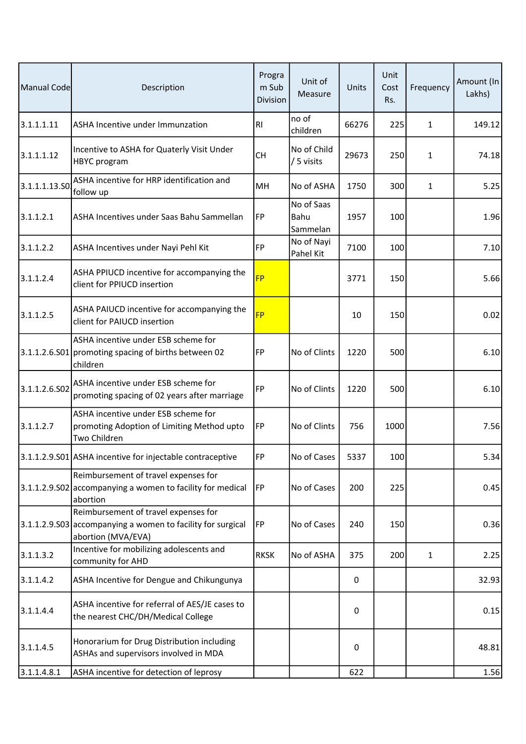| Manual Code | Description | Program Sub Division | Unit of Measure | Units | Unit Cost Rs. | Frequency | Amount (In Lakhs) |
|---|---|---|---|---|---|---|---|
| 3.1.1.1.11 | ASHA Incentive under Immunzation | RI | no of children | 66276 | 225 | 1 | 149.12 |
| 3.1.1.1.12 | Incentive to ASHA for Quaterly Visit Under HBYC program | CH | No of Child / 5 visits | 29673 | 250 | 1 | 74.18 |
| 3.1.1.1.13.S0 | ASHA incentive for HRP identification and follow up | MH | No of ASHA | 1750 | 300 | 1 | 5.25 |
| 3.1.1.2.1 | ASHA Incentives under Saas Bahu Sammellan | FP | No of Saas Bahu Sammelan | 1957 | 100 | | 1.96 |
| 3.1.1.2.2 | ASHA Incentives under Nayi Pehl Kit | FP | No of Nayi Pahel Kit | 7100 | 100 | | 7.10 |
| 3.1.1.2.4 | ASHA PPIUCD incentive for accompanying the client for PPIUCD insertion | FP | | 3771 | 150 | | 5.66 |
| 3.1.1.2.5 | ASHA PAIUCD incentive for accompanying the client for PAIUCD insertion | FP | | 10 | 150 | | 0.02 |
| 3.1.1.2.6.S01 | ASHA incentive under ESB scheme for promoting spacing of births between 02 children | FP | No of Clints | 1220 | 500 | | 6.10 |
| 3.1.1.2.6.S02 | ASHA incentive under ESB scheme for promoting spacing of 02 years after marriage | FP | No of Clints | 1220 | 500 | | 6.10 |
| 3.1.1.2.7 | ASHA incentive under ESB scheme for promoting Adoption of Limiting Method upto Two Children | FP | No of Clints | 756 | 1000 | | 7.56 |
| 3.1.1.2.9.S01 | ASHA incentive for injectable contraceptive | FP | No of Cases | 5337 | 100 | | 5.34 |
| 3.1.1.2.9.S02 | Reimbursement of travel expenses for accompanying a women to facility for medical abortion | FP | No of Cases | 200 | 225 | | 0.45 |
| 3.1.1.2.9.S03 | Reimbursement of travel expenses for accompanying a women to facility for surgical abortion (MVA/EVA) | FP | No of Cases | 240 | 150 | | 0.36 |
| 3.1.1.3.2 | Incentive for mobilizing adolescents and community for AHD | RKSK | No of ASHA | 375 | 200 | 1 | 2.25 |
| 3.1.1.4.2 | ASHA Incentive for Dengue and Chikungunya | | | 0 | | | 32.93 |
| 3.1.1.4.4 | ASHA incentive for referral of AES/JE cases to the nearest CHC/DH/Medical College | | | 0 | | | 0.15 |
| 3.1.1.4.5 | Honorarium for Drug Distribution including ASHAs and supervisors involved in MDA | | | 0 | | | 48.81 |
| 3.1.1.4.8.1 | ASHA incentive for detection of leprosy | | | 622 | | | 1.56 |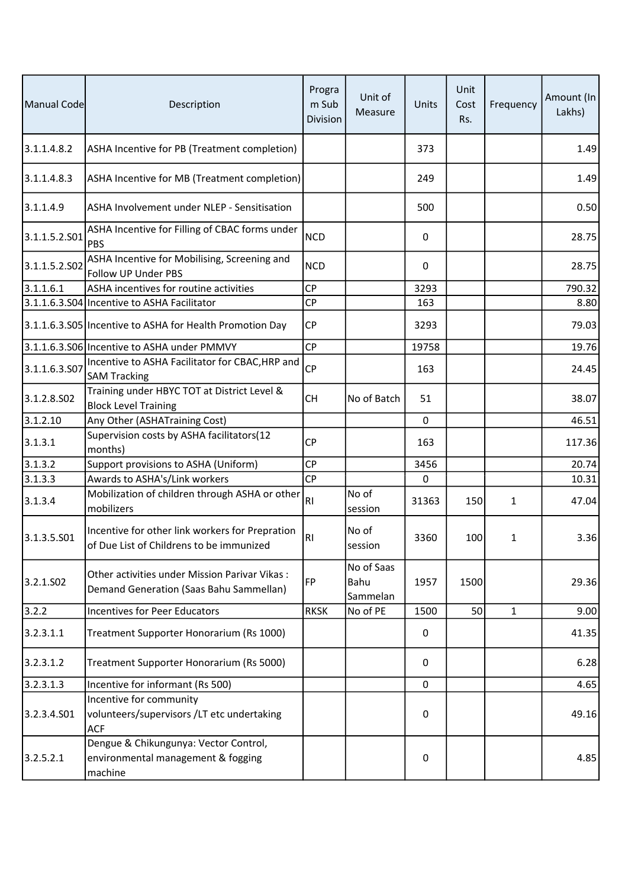| Manual Code | Description | Program Sub Division | Unit of Measure | Units | Unit Cost Rs. | Frequency | Amount (In Lakhs) |
|---|---|---|---|---|---|---|---|
| 3.1.1.4.8.2 | ASHA Incentive for PB (Treatment completion) | | | 373 | | | 1.49 |
| 3.1.1.4.8.3 | ASHA Incentive for MB (Treatment completion) | | | 249 | | | 1.49 |
| 3.1.1.4.9 | ASHA Involvement under NLEP - Sensitisation | | | 500 | | | 0.50 |
| 3.1.1.5.2.S01 | ASHA Incentive for Filling of CBAC forms under PBS | NCD | | 0 | | | 28.75 |
| 3.1.1.5.2.S02 | ASHA Incentive for Mobilising, Screening and Follow UP Under PBS | NCD | | 0 | | | 28.75 |
| 3.1.1.6.1 | ASHA incentives for routine activities | CP | | 3293 | | | 790.32 |
| 3.1.1.6.3.S04 | Incentive to ASHA Facilitator | CP | | 163 | | | 8.80 |
| 3.1.1.6.3.S05 | Incentive to ASHA for Health Promotion Day | CP | | 3293 | | | 79.03 |
| 3.1.1.6.3.S06 | Incentive to ASHA under PMMVY | CP | | 19758 | | | 19.76 |
| 3.1.1.6.3.S07 | Incentive to ASHA Facilitator for CBAC,HRP and SAM Tracking | CP | | 163 | | | 24.45 |
| 3.1.2.8.S02 | Training under HBYC TOT at District Level & Block Level Training | CH | No of Batch | 51 | | | 38.07 |
| 3.1.2.10 | Any Other (ASHATraining Cost) | | | 0 | | | 46.51 |
| 3.1.3.1 | Supervision costs by ASHA facilitators(12 months) | CP | | 163 | | | 117.36 |
| 3.1.3.2 | Support provisions to ASHA (Uniform) | CP | | 3456 | | | 20.74 |
| 3.1.3.3 | Awards to ASHA's/Link workers | CP | | 0 | | | 10.31 |
| 3.1.3.4 | Mobilization of children through ASHA or other mobilizers | RI | No of session | 31363 | 150 | 1 | 47.04 |
| 3.1.3.5.S01 | Incentive for other link workers for Prepration of Due List of Childrens to be immunized | RI | No of session | 3360 | 100 | 1 | 3.36 |
| 3.2.1.S02 | Other activities under Mission Parivar Vikas : Demand Generation (Saas Bahu Sammellan) | FP | No of Saas Bahu Sammelan | 1957 | 1500 | | 29.36 |
| 3.2.2 | Incentives for Peer Educators | RKSK | No of PE | 1500 | 50 | 1 | 9.00 |
| 3.2.3.1.1 | Treatment Supporter Honorarium (Rs 1000) | | | 0 | | | 41.35 |
| 3.2.3.1.2 | Treatment Supporter Honorarium (Rs 5000) | | | 0 | | | 6.28 |
| 3.2.3.1.3 | Incentive for informant (Rs 500) | | | 0 | | | 4.65 |
| 3.2.3.4.S01 | Incentive for community volunteers/supervisors /LT etc undertaking ACF | | | 0 | | | 49.16 |
| 3.2.5.2.1 | Dengue & Chikungunya: Vector Control, environmental management & fogging machine | | | 0 | | | 4.85 |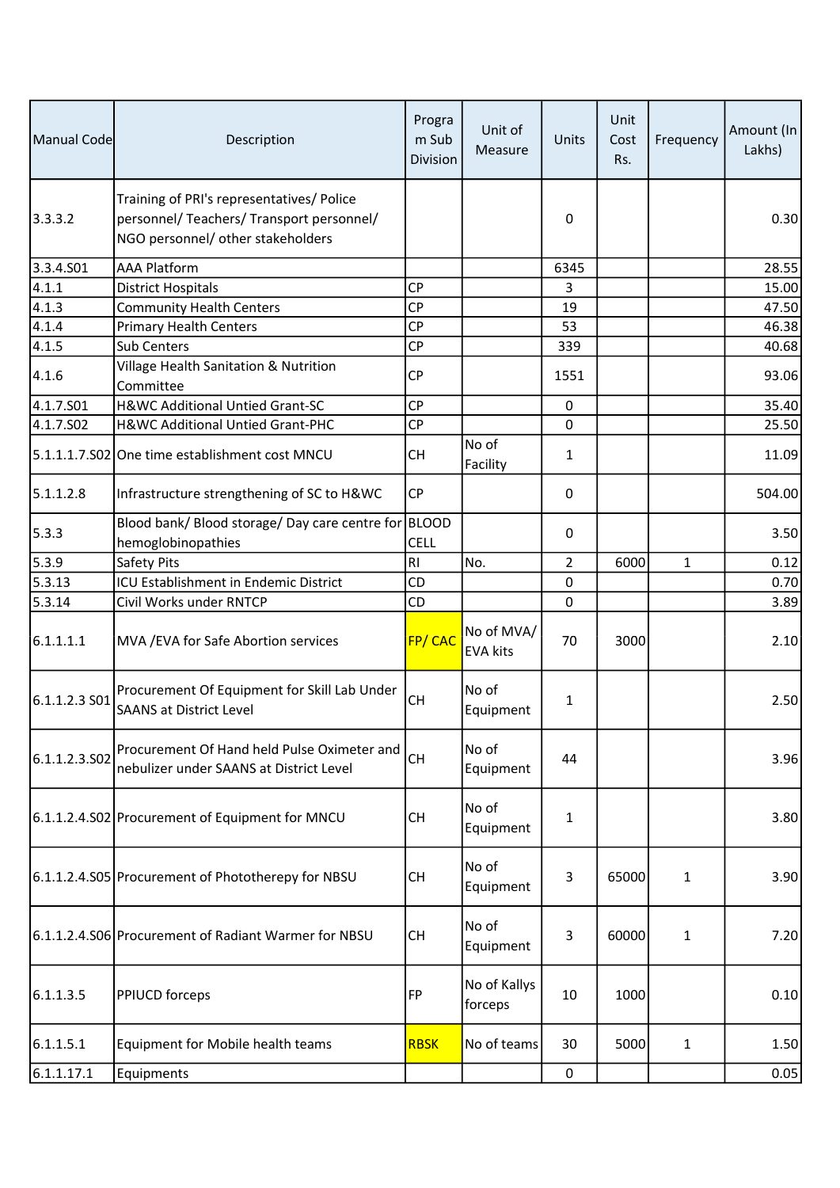| Manual Code | Description | Program Sub Division | Unit of Measure | Units | Unit Cost Rs. | Frequency | Amount (In Lakhs) |
|---|---|---|---|---|---|---|---|
| 3.3.3.2 | Training of PRI's representatives/ Police personnel/ Teachers/ Transport personnel/ NGO personnel/ other stakeholders | | | 0 | | | 0.30 |
| 3.3.4.S01 | AAA Platform | | | 6345 | | | 28.55 |
| 4.1.1 | District Hospitals | CP | | 3 | | | 15.00 |
| 4.1.3 | Community Health Centers | CP | | 19 | | | 47.50 |
| 4.1.4 | Primary Health Centers | CP | | 53 | | | 46.38 |
| 4.1.5 | Sub Centers | CP | | 339 | | | 40.68 |
| 4.1.6 | Village Health Sanitation & Nutrition Committee | CP | | 1551 | | | 93.06 |
| 4.1.7.S01 | H&WC Additional Untied Grant-SC | CP | | 0 | | | 35.40 |
| 4.1.7.S02 | H&WC Additional Untied Grant-PHC | CP | | 0 | | | 25.50 |
| 5.1.1.1.7.S02 | One time establishment cost MNCU | CH | No of Facility | 1 | | | 11.09 |
| 5.1.1.2.8 | Infrastructure strengthening of SC to H&WC | CP | | 0 | | | 504.00 |
| 5.3.3 | Blood bank/ Blood storage/ Day care centre for hemoglobinopathies | BLOOD CELL | | 0 | | | 3.50 |
| 5.3.9 | Safety Pits | RI | No. | 2 | 6000 | 1 | 0.12 |
| 5.3.13 | ICU Establishment in Endemic District | CD | | 0 | | | 0.70 |
| 5.3.14 | Civil Works under RNTCP | CD | | 0 | | | 3.89 |
| 6.1.1.1.1 | MVA /EVA for Safe Abortion services | FP/ CAC | No of MVA/ EVA kits | 70 | 3000 | | 2.10 |
| 6.1.1.2.3 S01 | Procurement Of Equipment for Skill Lab Under SAANS at District Level | CH | No of Equipment | 1 | | | 2.50 |
| 6.1.1.2.3.S02 | Procurement Of Hand held Pulse Oximeter and nebulizer under SAANS at District Level | CH | No of Equipment | 44 | | | 3.96 |
| 6.1.1.2.4.S02 | Procurement of Equipment for MNCU | CH | No of Equipment | 1 | | | 3.80 |
| 6.1.1.2.4.S05 | Procurement of Phototherepy for NBSU | CH | No of Equipment | 3 | 65000 | 1 | 3.90 |
| 6.1.1.2.4.S06 | Procurement of Radiant Warmer for NBSU | CH | No of Equipment | 3 | 60000 | 1 | 7.20 |
| 6.1.1.3.5 | PPIUCD forceps | FP | No of Kallys forceps | 10 | 1000 | | 0.10 |
| 6.1.1.5.1 | Equipment for Mobile health teams | RBSK | No of teams | 30 | 5000 | 1 | 1.50 |
| 6.1.1.17.1 | Equipments | | | 0 | | | 0.05 |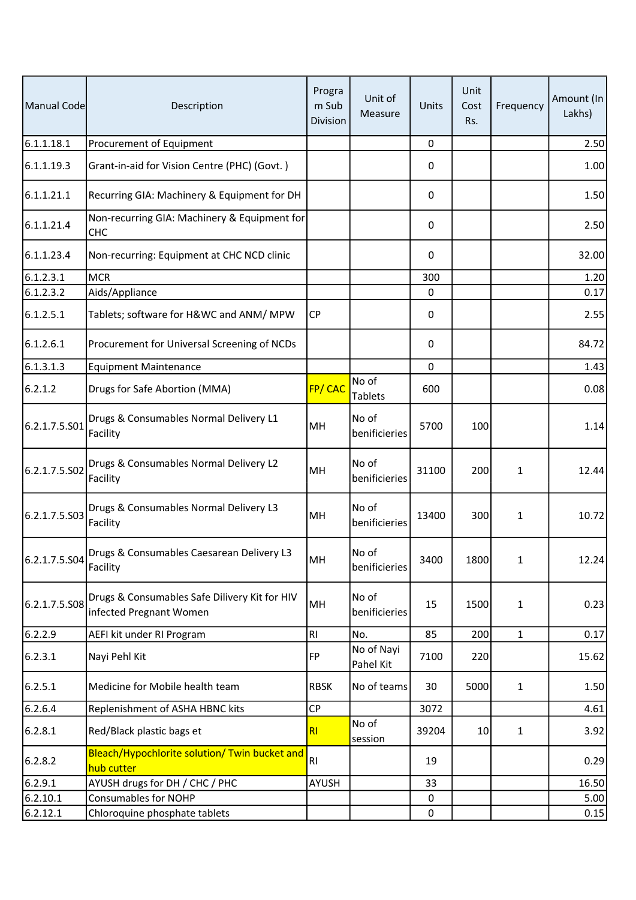| Manual Code | Description | Program Sub Division | Unit of Measure | Units | Unit Cost Rs. | Frequency | Amount (In Lakhs) |
|---|---|---|---|---|---|---|---|
| 6.1.1.18.1 | Procurement of Equipment | | | 0 | | | 2.50 |
| 6.1.1.19.3 | Grant-in-aid for Vision Centre (PHC) (Govt. ) | | | 0 | | | 1.00 |
| 6.1.1.21.1 | Recurring GIA: Machinery & Equipment for DH | | | 0 | | | 1.50 |
| 6.1.1.21.4 | Non-recurring GIA: Machinery & Equipment for CHC | | | 0 | | | 2.50 |
| 6.1.1.23.4 | Non-recurring: Equipment at CHC NCD clinic | | | 0 | | | 32.00 |
| 6.1.2.3.1 | MCR | | | 300 | | | 1.20 |
| 6.1.2.3.2 | Aids/Appliance | | | 0 | | | 0.17 |
| 6.1.2.5.1 | Tablets; software for H&WC and ANM/ MPW | CP | | 0 | | | 2.55 |
| 6.1.2.6.1 | Procurement for Universal Screening of NCDs | | | 0 | | | 84.72 |
| 6.1.3.1.3 | Equipment Maintenance | | | 0 | | | 1.43 |
| 6.2.1.2 | Drugs for Safe Abortion (MMA) | FP/ CAC | No of Tablets | 600 | | | 0.08 |
| 6.2.1.7.5.S01 | Drugs & Consumables Normal Delivery L1 Facility | MH | No of benificieries | 5700 | 100 | | 1.14 |
| 6.2.1.7.5.S02 | Drugs & Consumables Normal Delivery L2 Facility | MH | No of benificieries | 31100 | 200 | 1 | 12.44 |
| 6.2.1.7.5.S03 | Drugs & Consumables Normal Delivery L3 Facility | MH | No of benificieries | 13400 | 300 | 1 | 10.72 |
| 6.2.1.7.5.S04 | Drugs & Consumables Caesarean Delivery L3 Facility | MH | No of benificieries | 3400 | 1800 | 1 | 12.24 |
| 6.2.1.7.5.S08 | Drugs & Consumables Safe Dilivery Kit for HIV infected Pregnant Women | MH | No of benificieries | 15 | 1500 | 1 | 0.23 |
| 6.2.2.9 | AEFI kit under RI Program | RI | No. | 85 | 200 | 1 | 0.17 |
| 6.2.3.1 | Nayi Pehl Kit | FP | No of Nayi Pahel Kit | 7100 | 220 | | 15.62 |
| 6.2.5.1 | Medicine for Mobile health team | RBSK | No of teams | 30 | 5000 | 1 | 1.50 |
| 6.2.6.4 | Replenishment of ASHA HBNC kits | CP | | 3072 | | | 4.61 |
| 6.2.8.1 | Red/Black plastic bags et | RI | No of session | 39204 | 10 | 1 | 3.92 |
| 6.2.8.2 | Bleach/Hypochlorite solution/ Twin bucket and hub cutter | RI | | 19 | | | 0.29 |
| 6.2.9.1 | AYUSH drugs for DH / CHC / PHC | AYUSH | | 33 | | | 16.50 |
| 6.2.10.1 | Consumables for NOHP | | | 0 | | | 5.00 |
| 6.2.12.1 | Chloroquine phosphate tablets | | | 0 | | | 0.15 |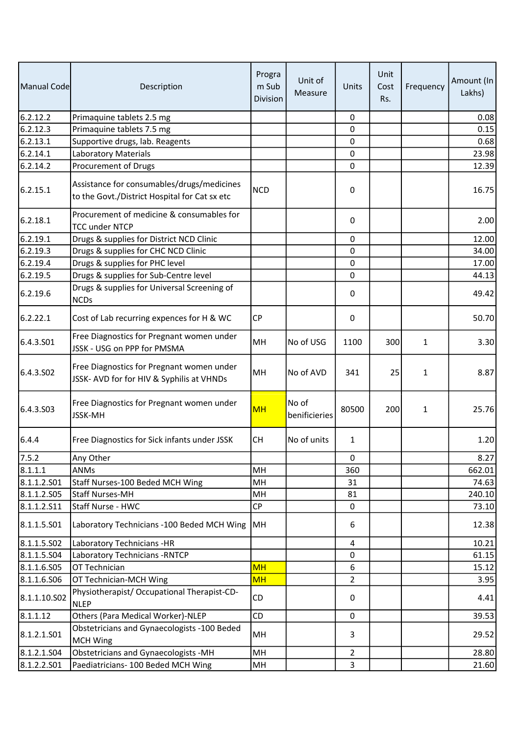| Manual Code | Description | Program Sub Division | Unit of Measure | Units | Unit Cost Rs. | Frequency | Amount (In Lakhs) |
|---|---|---|---|---|---|---|---|
| 6.2.12.2 | Primaquine tablets 2.5 mg | | | 0 | | | 0.08 |
| 6.2.12.3 | Primaquine tablets 7.5 mg | | | 0 | | | 0.15 |
| 6.2.13.1 | Supportive drugs, lab. Reagents | | | 0 | | | 0.68 |
| 6.2.14.1 | Laboratory Materials | | | 0 | | | 23.98 |
| 6.2.14.2 | Procurement of Drugs | | | 0 | | | 12.39 |
| 6.2.15.1 | Assistance for consumables/drugs/medicines to the Govt./District Hospital for Cat sx etc | NCD | | 0 | | | 16.75 |
| 6.2.18.1 | Procurement of medicine & consumables for TCC under NTCP | | | 0 | | | 2.00 |
| 6.2.19.1 | Drugs & supplies for District NCD Clinic | | | 0 | | | 12.00 |
| 6.2.19.3 | Drugs & supplies for CHC NCD Clinic | | | 0 | | | 34.00 |
| 6.2.19.4 | Drugs & supplies for PHC level | | | 0 | | | 17.00 |
| 6.2.19.5 | Drugs & supplies for Sub-Centre level | | | 0 | | | 44.13 |
| 6.2.19.6 | Drugs & supplies for Universal Screening of NCDs | | | 0 | | | 49.42 |
| 6.2.22.1 | Cost of Lab recurring expences for H & WC | CP | | 0 | | | 50.70 |
| 6.4.3.S01 | Free Diagnostics for Pregnant women under JSSK - USG on PPP for PMSMA | MH | No of USG | 1100 | 300 | 1 | 3.30 |
| 6.4.3.S02 | Free Diagnostics for Pregnant women under JSSK- AVD for for HIV & Syphilis at VHNDs | MH | No of AVD | 341 | 25 | 1 | 8.87 |
| 6.4.3.S03 | Free Diagnostics for Pregnant women under JSSK-MH | MH | No of benificieries | 80500 | 200 | 1 | 25.76 |
| 6.4.4 | Free Diagnostics for Sick infants under JSSK | CH | No of units | 1 | | | 1.20 |
| 7.5.2 | Any Other | | | 0 | | | 8.27 |
| 8.1.1.1 | ANMs | MH | | 360 | | | 662.01 |
| 8.1.1.2.S01 | Staff Nurses-100 Beded MCH Wing | MH | | 31 | | | 74.63 |
| 8.1.1.2.S05 | Staff Nurses-MH | MH | | 81 | | | 240.10 |
| 8.1.1.2.S11 | Staff Nurse - HWC | CP | | 0 | | | 73.10 |
| 8.1.1.5.S01 | Laboratory Technicians -100 Beded MCH Wing | MH | | 6 | | | 12.38 |
| 8.1.1.5.S02 | Laboratory Technicians -HR | | | 4 | | | 10.21 |
| 8.1.1.5.S04 | Laboratory Technicians -RNTCP | | | 0 | | | 61.15 |
| 8.1.1.6.S05 | OT Technician | MH | | 6 | | | 15.12 |
| 8.1.1.6.S06 | OT Technician-MCH Wing | MH | | 2 | | | 3.95 |
| 8.1.1.10.S02 | Physiotherapist/ Occupational Therapist-CD-NLEP | CD | | 0 | | | 4.41 |
| 8.1.1.12 | Others (Para Medical Worker)-NLEP | CD | | 0 | | | 39.53 |
| 8.1.2.1.S01 | Obstetricians and Gynaecologists -100 Beded MCH Wing | MH | | 3 | | | 29.52 |
| 8.1.2.1.S04 | Obstetricians and Gynaecologists -MH | MH | | 2 | | | 28.80 |
| 8.1.2.2.S01 | Paediatricians- 100 Beded MCH Wing | MH | | 3 | | | 21.60 |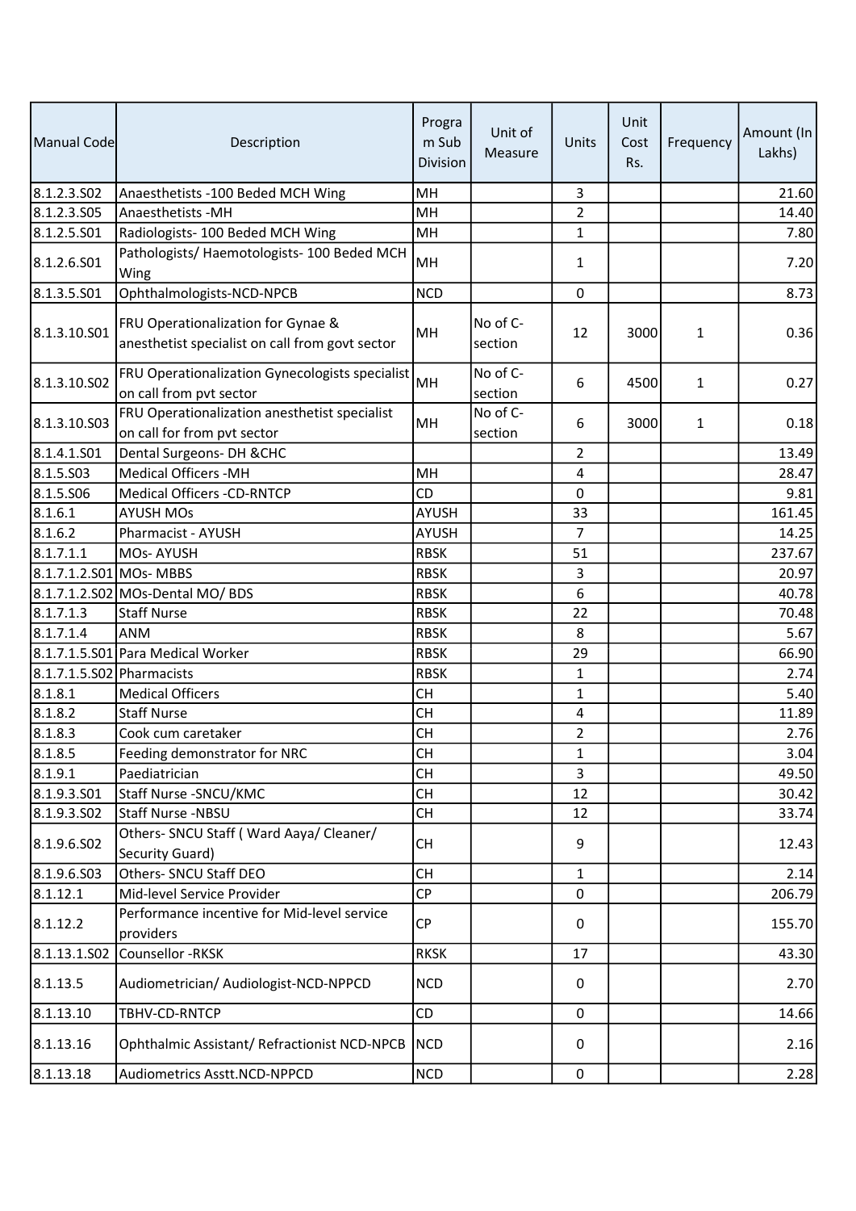| Manual Code | Description | Program Sub Division | Unit of Measure | Units | Unit Cost Rs. | Frequency | Amount (In Lakhs) |
|---|---|---|---|---|---|---|---|
| 8.1.2.3.S02 | Anaesthetists -100 Beded MCH Wing | MH | | 3 | | | 21.60 |
| 8.1.2.3.S05 | Anaesthetists -MH | MH | | 2 | | | 14.40 |
| 8.1.2.5.S01 | Radiologists- 100 Beded MCH Wing | MH | | 1 | | | 7.80 |
| 8.1.2.6.S01 | Pathologists/ Haemotologists- 100 Beded MCH Wing | MH | | 1 | | | 7.20 |
| 8.1.3.5.S01 | Ophthalmologists-NCD-NPCB | NCD | | 0 | | | 8.73 |
| 8.1.3.10.S01 | FRU Operationalization for Gynae & anesthetist specialist on call from govt sector | MH | No of C-section | 12 | 3000 | 1 | 0.36 |
| 8.1.3.10.S02 | FRU Operationalization Gynecologists specialist on call from pvt sector | MH | No of C-section | 6 | 4500 | 1 | 0.27 |
| 8.1.3.10.S03 | FRU Operationalization anesthetist specialist on call from pvt sector | MH | No of C-section | 6 | 3000 | 1 | 0.18 |
| 8.1.4.1.S01 | Dental Surgeons- DH &CHC | | | 2 | | | 13.49 |
| 8.1.5.S03 | Medical Officers -MH | MH | | 4 | | | 28.47 |
| 8.1.5.S06 | Medical Officers -CD-RNTCP | CD | | 0 | | | 9.81 |
| 8.1.6.1 | AYUSH MOs | AYUSH | | 33 | | | 161.45 |
| 8.1.6.2 | Pharmacist - AYUSH | AYUSH | | 7 | | | 14.25 |
| 8.1.7.1.1 | MOs- AYUSH | RBSK | | 51 | | | 237.67 |
| 8.1.7.1.2.S01 | MOs- MBBS | RBSK | | 3 | | | 20.97 |
| 8.1.7.1.2.S02 | MOs-Dental MO/ BDS | RBSK | | 6 | | | 40.78 |
| 8.1.7.1.3 | Staff Nurse | RBSK | | 22 | | | 70.48 |
| 8.1.7.1.4 | ANM | RBSK | | 8 | | | 5.67 |
| 8.1.7.1.5.S01 | Para Medical Worker | RBSK | | 29 | | | 66.90 |
| 8.1.7.1.5.S02 | Pharmacists | RBSK | | 1 | | | 2.74 |
| 8.1.8.1 | Medical Officers | CH | | 1 | | | 5.40 |
| 8.1.8.2 | Staff Nurse | CH | | 4 | | | 11.89 |
| 8.1.8.3 | Cook cum caretaker | CH | | 2 | | | 2.76 |
| 8.1.8.5 | Feeding demonstrator for NRC | CH | | 1 | | | 3.04 |
| 8.1.9.1 | Paediatrician | CH | | 3 | | | 49.50 |
| 8.1.9.3.S01 | Staff Nurse -SNCU/KMC | CH | | 12 | | | 30.42 |
| 8.1.9.3.S02 | Staff Nurse -NBSU | CH | | 12 | | | 33.74 |
| 8.1.9.6.S02 | Others- SNCU Staff ( Ward Aaya/ Cleaner/ Security Guard) | CH | | 9 | | | 12.43 |
| 8.1.9.6.S03 | Others- SNCU Staff DEO | CH | | 1 | | | 2.14 |
| 8.1.12.1 | Mid-level Service Provider | CP | | 0 | | | 206.79 |
| 8.1.12.2 | Performance incentive for Mid-level service providers | CP | | 0 | | | 155.70 |
| 8.1.13.1.S02 | Counsellor -RKSK | RKSK | | 17 | | | 43.30 |
| 8.1.13.5 | Audiometrician/ Audiologist-NCD-NPPCD | NCD | | 0 | | | 2.70 |
| 8.1.13.10 | TBHV-CD-RNTCP | CD | | 0 | | | 14.66 |
| 8.1.13.16 | Ophthalmic Assistant/ Refractionist NCD-NPCB | NCD | | 0 | | | 2.16 |
| 8.1.13.18 | Audiometrics Asstt.NCD-NPPCD | NCD | | 0 | | | 2.28 |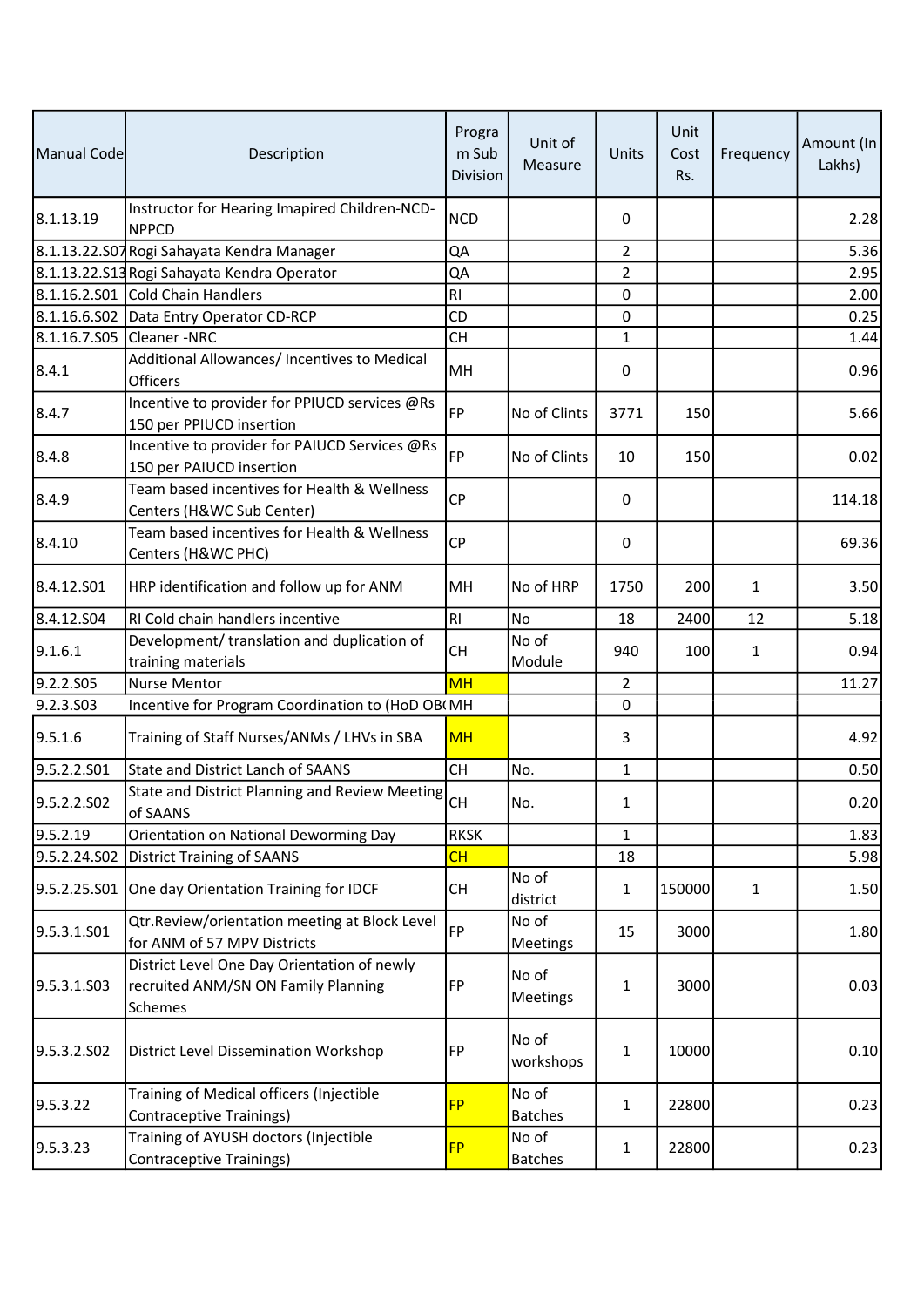| Manual Code | Description | Program Sub Division | Unit of Measure | Units | Unit Cost Rs. | Frequency | Amount (In Lakhs) |
|---|---|---|---|---|---|---|---|
| 8.1.13.19 | Instructor for Hearing Imapired Children-NCD-NPPCD | NCD | | 0 | | | 2.28 |
| 8.1.13.22.S07 | Rogi Sahayata Kendra Manager | QA | | 2 | | | 5.36 |
| 8.1.13.22.S13 | Rogi Sahayata Kendra Operator | QA | | 2 | | | 2.95 |
| 8.1.16.2.S01 | Cold Chain Handlers | RI | | 0 | | | 2.00 |
| 8.1.16.6.S02 | Data Entry Operator CD-RCP | CD | | 0 | | | 0.25 |
| 8.1.16.7.S05 | Cleaner -NRC | CH | | 1 | | | 1.44 |
| 8.4.1 | Additional Allowances/ Incentives to Medical Officers | MH | | 0 | | | 0.96 |
| 8.4.7 | Incentive to provider for PPIUCD services @Rs 150 per PPIUCD insertion | FP | No of Clints | 3771 | 150 | | 5.66 |
| 8.4.8 | Incentive to provider for PAIUCD Services @Rs 150 per PAIUCD insertion | FP | No of Clints | 10 | 150 | | 0.02 |
| 8.4.9 | Team based incentives for Health & Wellness Centers (H&WC Sub Center) | CP | | 0 | | | 114.18 |
| 8.4.10 | Team based incentives for Health & Wellness Centers (H&WC PHC) | CP | | 0 | | | 69.36 |
| 8.4.12.S01 | HRP identification and follow up for ANM | MH | No of HRP | 1750 | 200 | 1 | 3.50 |
| 8.4.12.S04 | RI Cold chain handlers incentive | RI | No | 18 | 2400 | 12 | 5.18 |
| 9.1.6.1 | Development/ translation and duplication of training materials | CH | No of Module | 940 | 100 | 1 | 0.94 |
| 9.2.2.S05 | Nurse Mentor | MH | | 2 | | | 11.27 |
| 9.2.3.S03 | Incentive for Program Coordination to (HoD OB( | MH | | 0 | | | |
| 9.5.1.6 | Training of Staff Nurses/ANMs / LHVs in SBA | MH | | 3 | | | 4.92 |
| 9.5.2.2.S01 | State and District Lanch of SAANS | CH | No. | 1 | | | 0.50 |
| 9.5.2.2.S02 | State and District Planning and Review Meeting of SAANS | CH | No. | 1 | | | 0.20 |
| 9.5.2.19 | Orientation on National Deworming Day | RKSK | | 1 | | | 1.83 |
| 9.5.2.24.S02 | District Training of SAANS | CH | | 18 | | | 5.98 |
| 9.5.2.25.S01 | One day Orientation Training for IDCF | CH | No of district | 1 | 150000 | 1 | 1.50 |
| 9.5.3.1.S01 | Qtr.Review/orientation meeting at Block Level for ANM of 57 MPV Districts | FP | No of Meetings | 15 | 3000 | | 1.80 |
| 9.5.3.1.S03 | District Level One Day Orientation of newly recruited ANM/SN ON Family Planning Schemes | FP | No of Meetings | 1 | 3000 | | 0.03 |
| 9.5.3.2.S02 | District Level Dissemination Workshop | FP | No of workshops | 1 | 10000 | | 0.10 |
| 9.5.3.22 | Training of Medical officers (Injectible Contraceptive Trainings) | FP | No of Batches | 1 | 22800 | | 0.23 |
| 9.5.3.23 | Training of AYUSH doctors (Injectible Contraceptive Trainings) | FP | No of Batches | 1 | 22800 | | 0.23 |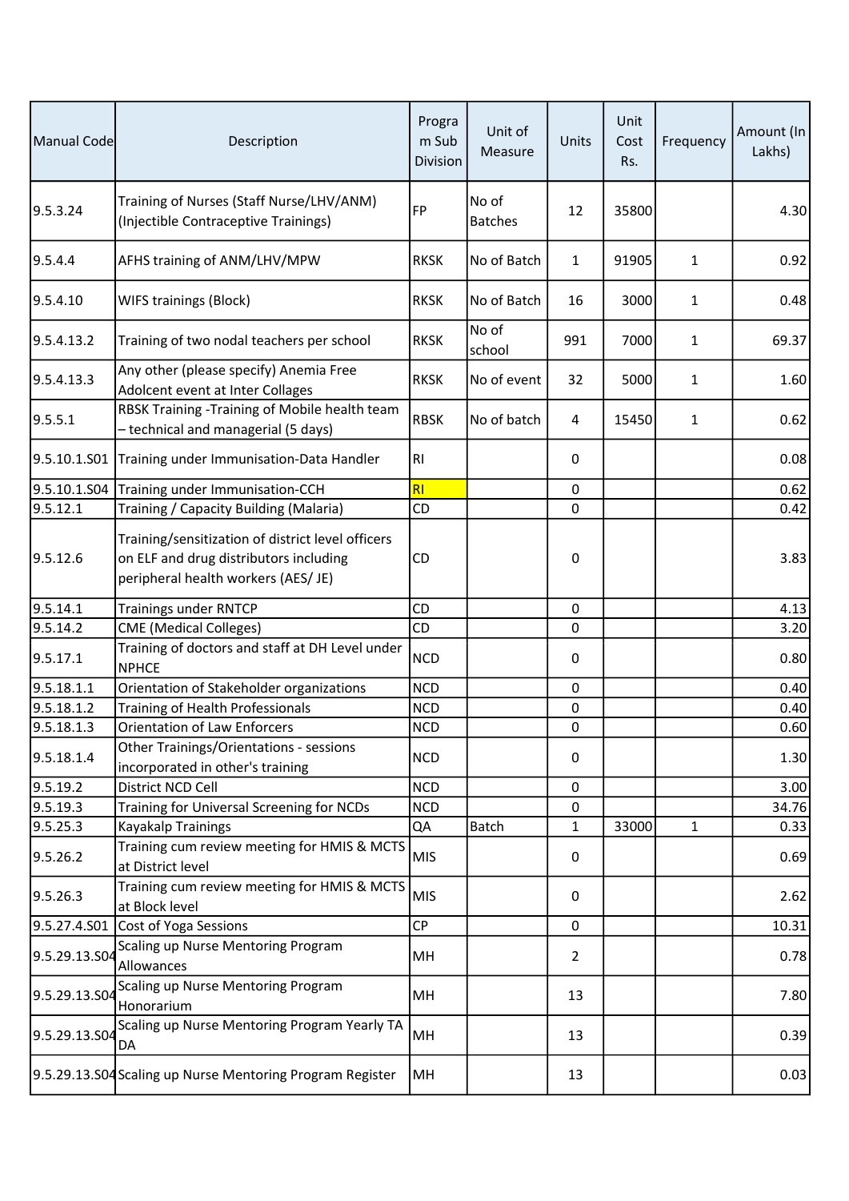| Manual Code | Description | Program Sub Division | Unit of Measure | Units | Unit Cost Rs. | Frequency | Amount (In Lakhs) |
|---|---|---|---|---|---|---|---|
| 9.5.3.24 | Training of Nurses (Staff Nurse/LHV/ANM) (Injectible Contraceptive Trainings) | FP | No of Batches | 12 | 35800 | | 4.30 |
| 9.5.4.4 | AFHS training of ANM/LHV/MPW | RKSK | No of Batch | 1 | 91905 | 1 | 0.92 |
| 9.5.4.10 | WIFS trainings (Block) | RKSK | No of Batch | 16 | 3000 | 1 | 0.48 |
| 9.5.4.13.2 | Training of two nodal teachers per school | RKSK | No of school | 991 | 7000 | 1 | 69.37 |
| 9.5.4.13.3 | Any other (please specify) Anemia Free Adolcent event at Inter Collages | RKSK | No of event | 32 | 5000 | 1 | 1.60 |
| 9.5.5.1 | RBSK Training -Training of Mobile health team – technical and managerial (5 days) | RBSK | No of batch | 4 | 15450 | 1 | 0.62 |
| 9.5.10.1.S01 | Training under Immunisation-Data Handler | RI | | 0 | | | 0.08 |
| 9.5.10.1.S04 | Training under Immunisation-CCH | RI | | 0 | | | 0.62 |
| 9.5.12.1 | Training / Capacity Building (Malaria) | CD | | 0 | | | 0.42 |
| 9.5.12.6 | Training/sensitization of district level officers on ELF and drug distributors including peripheral health workers (AES/ JE) | CD | | 0 | | | 3.83 |
| 9.5.14.1 | Trainings under RNTCP | CD | | 0 | | | 4.13 |
| 9.5.14.2 | CME (Medical Colleges) | CD | | 0 | | | 3.20 |
| 9.5.17.1 | Training of doctors and staff at DH Level under NPHCE | NCD | | 0 | | | 0.80 |
| 9.5.18.1.1 | Orientation of Stakeholder organizations | NCD | | 0 | | | 0.40 |
| 9.5.18.1.2 | Training of Health Professionals | NCD | | 0 | | | 0.40 |
| 9.5.18.1.3 | Orientation of Law Enforcers | NCD | | 0 | | | 0.60 |
| 9.5.18.1.4 | Other Trainings/Orientations - sessions incorporated in other's training | NCD | | 0 | | | 1.30 |
| 9.5.19.2 | District NCD Cell | NCD | | 0 | | | 3.00 |
| 9.5.19.3 | Training for Universal Screening for NCDs | NCD | | 0 | | | 34.76 |
| 9.5.25.3 | Kayakalp Trainings | QA | Batch | 1 | 33000 | 1 | 0.33 |
| 9.5.26.2 | Training cum review meeting for HMIS & MCTS at District level | MIS | | 0 | | | 0.69 |
| 9.5.26.3 | Training cum review meeting for HMIS & MCTS at Block level | MIS | | 0 | | | 2.62 |
| 9.5.27.4.S01 | Cost of Yoga Sessions | CP | | 0 | | | 10.31 |
| 9.5.29.13.S04 | Scaling up Nurse Mentoring Program Allowances | MH | | 2 | | | 0.78 |
| 9.5.29.13.S04 | Scaling up Nurse Mentoring Program Honorarium | MH | | 13 | | | 7.80 |
| 9.5.29.13.S04 | Scaling up Nurse Mentoring Program Yearly TA DA | MH | | 13 | | | 0.39 |
| 9.5.29.13.S04 | Scaling up Nurse Mentoring Program Register | MH | | 13 | | | 0.03 |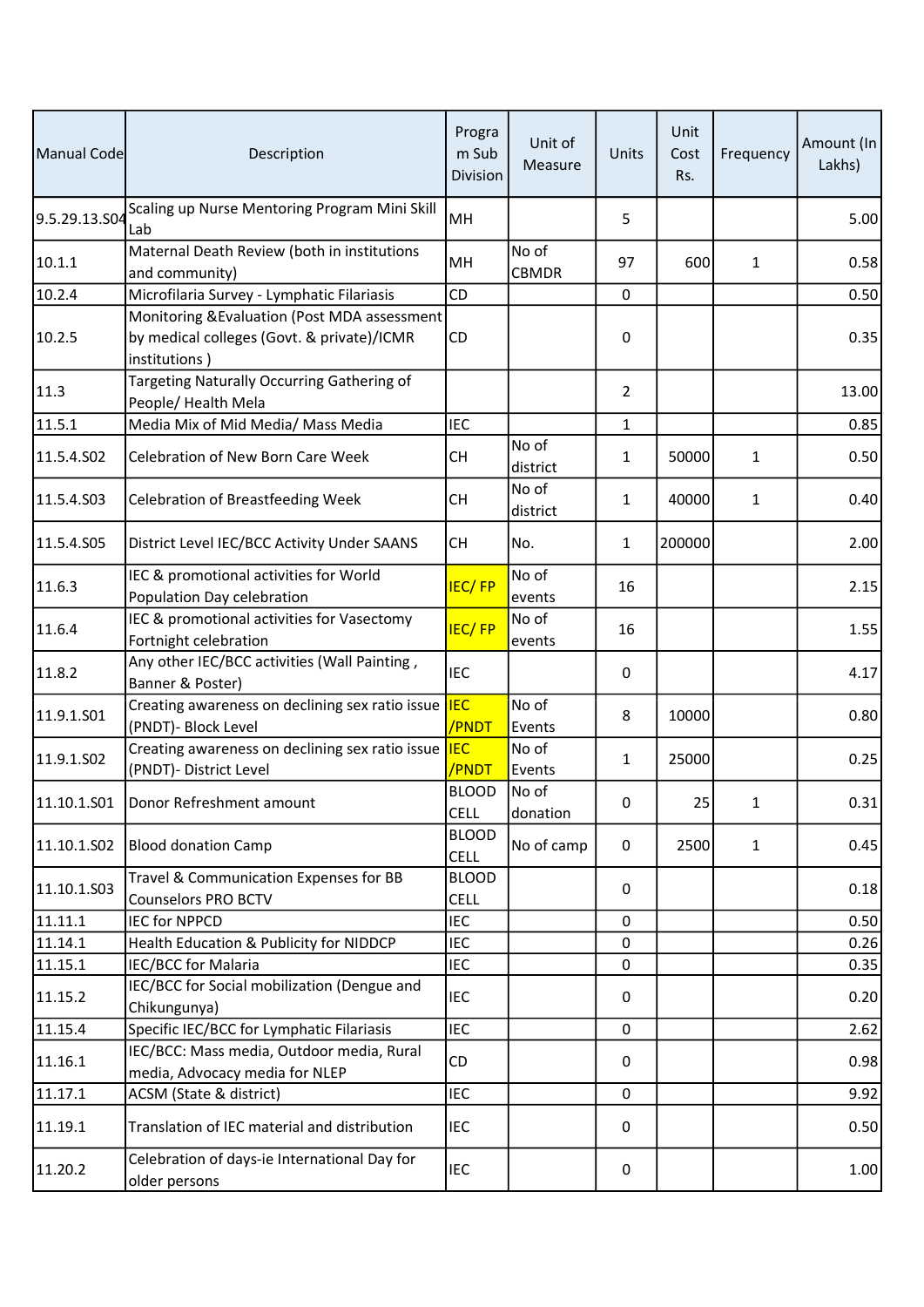| Manual Code | Description | Program Sub Division | Unit of Measure | Units | Unit Cost Rs. | Frequency | Amount (In Lakhs) |
|---|---|---|---|---|---|---|---|
| 9.5.29.13.S04 | Scaling up Nurse Mentoring Program Mini Skill Lab | MH | | 5 | | | 5.00 |
| 10.1.1 | Maternal Death Review (both in institutions and community) | MH | No of CBMDR | 97 | 600 | 1 | 0.58 |
| 10.2.4 | Microfilaria Survey - Lymphatic Filariasis | CD | | 0 | | | 0.50 |
| 10.2.5 | Monitoring &Evaluation (Post MDA assessment by medical colleges (Govt. & private)/ICMR institutions ) | CD | | 0 | | | 0.35 |
| 11.3 | Targeting Naturally Occurring Gathering of People/ Health Mela | | | 2 | | | 13.00 |
| 11.5.1 | Media Mix of Mid Media/ Mass Media | IEC | | 1 | | | 0.85 |
| 11.5.4.S02 | Celebration of New Born Care Week | CH | No of district | 1 | 50000 | 1 | 0.50 |
| 11.5.4.S03 | Celebration of Breastfeeding Week | CH | No of district | 1 | 40000 | 1 | 0.40 |
| 11.5.4.S05 | District Level IEC/BCC Activity Under SAANS | CH | No. | 1 | 200000 | | 2.00 |
| 11.6.3 | IEC & promotional activities for World Population Day celebration | IEC/ FP | No of events | 16 | | | 2.15 |
| 11.6.4 | IEC & promotional activities for Vasectomy Fortnight celebration | IEC/ FP | No of events | 16 | | | 1.55 |
| 11.8.2 | Any other IEC/BCC activities (Wall Painting , Banner & Poster) | IEC | | 0 | | | 4.17 |
| 11.9.1.S01 | Creating awareness on declining sex ratio issue (PNDT)- Block Level | IEC /PNDT | No of Events | 8 | 10000 | | 0.80 |
| 11.9.1.S02 | Creating awareness on declining sex ratio issue (PNDT)- District Level | IEC /PNDT | No of Events | 1 | 25000 | | 0.25 |
| 11.10.1.S01 | Donor Refreshment amount | BLOOD CELL | No of donation | 0 | 25 | 1 | 0.31 |
| 11.10.1.S02 | Blood donation Camp | BLOOD CELL | No of camp | 0 | 2500 | 1 | 0.45 |
| 11.10.1.S03 | Travel & Communication Expenses for BB Counselors PRO BCTV | BLOOD CELL | | 0 | | | 0.18 |
| 11.11.1 | IEC for NPPCD | IEC | | 0 | | | 0.50 |
| 11.14.1 | Health Education & Publicity for NIDDCP | IEC | | 0 | | | 0.26 |
| 11.15.1 | IEC/BCC for Malaria | IEC | | 0 | | | 0.35 |
| 11.15.2 | IEC/BCC for Social mobilization (Dengue and Chikungunya) | IEC | | 0 | | | 0.20 |
| 11.15.4 | Specific IEC/BCC for Lymphatic Filariasis | IEC | | 0 | | | 2.62 |
| 11.16.1 | IEC/BCC: Mass media, Outdoor media, Rural media, Advocacy media for NLEP | CD | | 0 | | | 0.98 |
| 11.17.1 | ACSM (State & district) | IEC | | 0 | | | 9.92 |
| 11.19.1 | Translation of IEC material and distribution | IEC | | 0 | | | 0.50 |
| 11.20.2 | Celebration of days-ie International Day for older persons | IEC | | 0 | | | 1.00 |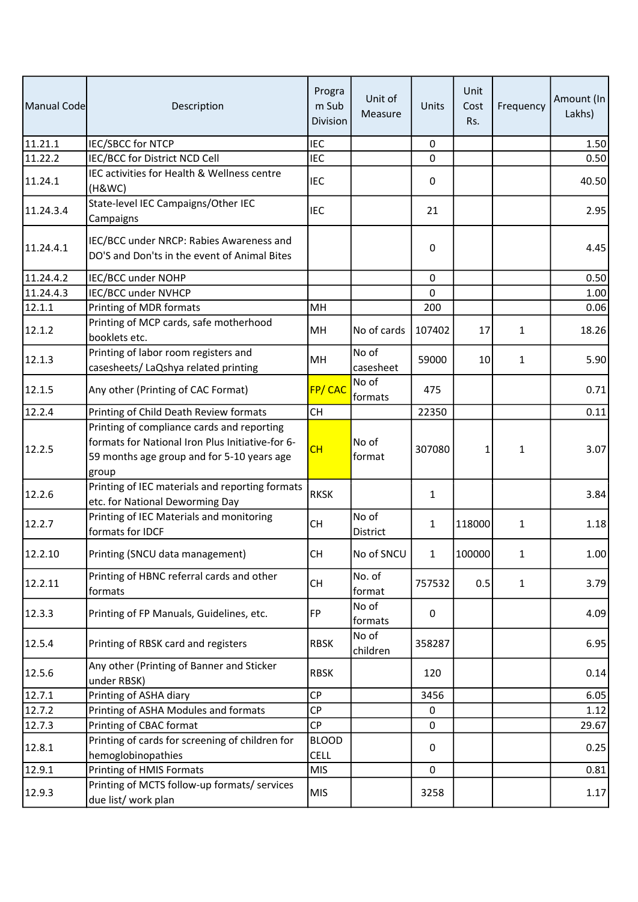| Manual Code | Description | Program Sub Division | Unit of Measure | Units | Unit Cost Rs. | Frequency | Amount (In Lakhs) |
|---|---|---|---|---|---|---|---|
| 11.21.1 | IEC/SBCC for NTCP | IEC | | 0 | | | 1.50 |
| 11.22.2 | IEC/BCC for District NCD Cell | IEC | | 0 | | | 0.50 |
| 11.24.1 | IEC activities for Health & Wellness centre (H&WC) | IEC | | 0 | | | 40.50 |
| 11.24.3.4 | State-level IEC Campaigns/Other IEC Campaigns | IEC | | 21 | | | 2.95 |
| 11.24.4.1 | IEC/BCC under NRCP: Rabies Awareness and DO'S and Don'ts in the event of Animal Bites | | | 0 | | | 4.45 |
| 11.24.4.2 | IEC/BCC under NOHP | | | 0 | | | 0.50 |
| 11.24.4.3 | IEC/BCC under NVHCP | | | 0 | | | 1.00 |
| 12.1.1 | Printing of MDR formats | MH | | 200 | | | 0.06 |
| 12.1.2 | Printing of MCP cards, safe motherhood booklets etc. | MH | No of cards | 107402 | 17 | 1 | 18.26 |
| 12.1.3 | Printing of labor room registers and casesheets/ LaQshya related printing | MH | No of casesheet | 59000 | 10 | 1 | 5.90 |
| 12.1.5 | Any other (Printing of CAC Format) | FP/ CAC | No of formats | 475 | | | 0.71 |
| 12.2.4 | Printing of Child Death Review formats | CH | | 22350 | | | 0.11 |
| 12.2.5 | Printing of compliance cards and reporting formats for National Iron Plus Initiative-for 6-59 months age group and for 5-10 years age group | CH | No of format | 307080 | 1 | 1 | 3.07 |
| 12.2.6 | Printing of IEC materials and reporting formats etc. for National Deworming Day | RKSK | | 1 | | | 3.84 |
| 12.2.7 | Printing of IEC Materials and monitoring formats for IDCF | CH | No of District | 1 | 118000 | 1 | 1.18 |
| 12.2.10 | Printing (SNCU data management) | CH | No of SNCU | 1 | 100000 | 1 | 1.00 |
| 12.2.11 | Printing of HBNC referral cards and other formats | CH | No. of format | 757532 | 0.5 | 1 | 3.79 |
| 12.3.3 | Printing of FP Manuals, Guidelines, etc. | FP | No of formats | 0 | | | 4.09 |
| 12.5.4 | Printing of RBSK card and registers | RBSK | No of children | 358287 | | | 6.95 |
| 12.5.6 | Any other (Printing of Banner and Sticker under RBSK) | RBSK | | 120 | | | 0.14 |
| 12.7.1 | Printing of ASHA diary | CP | | 3456 | | | 6.05 |
| 12.7.2 | Printing of ASHA Modules and formats | CP | | 0 | | | 1.12 |
| 12.7.3 | Printing of CBAC format | CP | | 0 | | | 29.67 |
| 12.8.1 | Printing of cards for screening of children for hemoglobinopathies | BLOOD CELL | | 0 | | | 0.25 |
| 12.9.1 | Printing of HMIS Formats | MIS | | 0 | | | 0.81 |
| 12.9.3 | Printing of MCTS follow-up formats/ services due list/ work plan | MIS | | 3258 | | | 1.17 |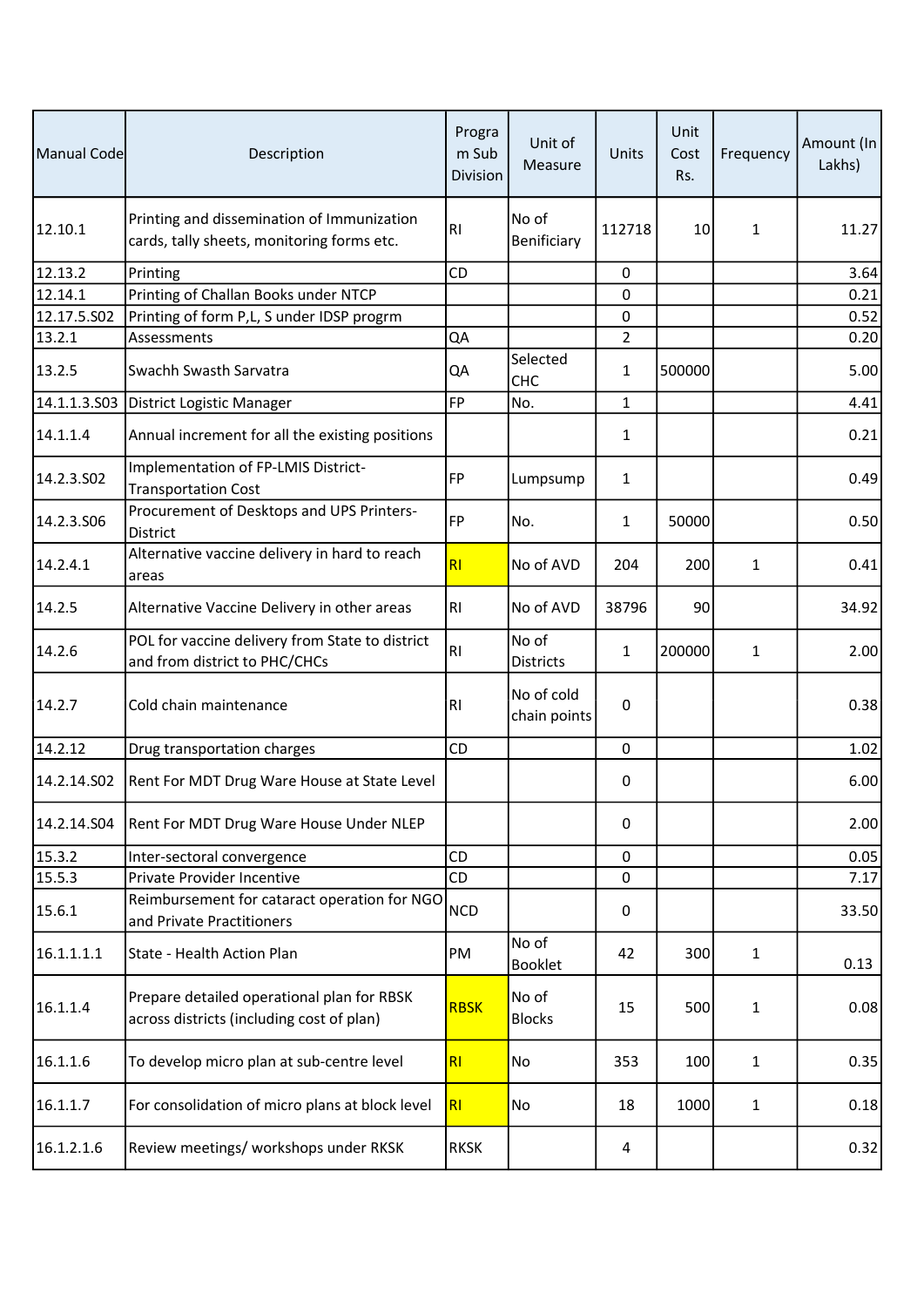| Manual Code | Description | Program Sub Division | Unit of Measure | Units | Unit Cost Rs. | Frequency | Amount (In Lakhs) |
|---|---|---|---|---|---|---|---|
| 12.10.1 | Printing and dissemination of Immunization cards, tally sheets, monitoring forms etc. | RI | No of Benificiary | 112718 | 10 | 1 | 11.27 |
| 12.13.2 | Printing | CD | | 0 | | | 3.64 |
| 12.14.1 | Printing of Challan Books under NTCP | | | 0 | | | 0.21 |
| 12.17.5.S02 | Printing of form P,L, S under IDSP progrm | | | 0 | | | 0.52 |
| 13.2.1 | Assessments | QA | | 2 | | | 0.20 |
| 13.2.5 | Swachh Swasth Sarvatra | QA | Selected CHC | 1 | 500000 | | 5.00 |
| 14.1.1.3.S03 | District Logistic Manager | FP | No. | 1 | | | 4.41 |
| 14.1.1.4 | Annual increment for all the existing positions | | | 1 | | | 0.21 |
| 14.2.3.S02 | Implementation of FP-LMIS District-Transportation Cost | FP | Lumpsump | 1 | | | 0.49 |
| 14.2.3.S06 | Procurement of Desktops and UPS Printers-District | FP | No. | 1 | 50000 | | 0.50 |
| 14.2.4.1 | Alternative vaccine delivery in hard to reach areas | RI | No of AVD | 204 | 200 | 1 | 0.41 |
| 14.2.5 | Alternative Vaccine Delivery in other areas | RI | No of AVD | 38796 | 90 | | 34.92 |
| 14.2.6 | POL for vaccine delivery from State to district and from district to PHC/CHCs | RI | No of Districts | 1 | 200000 | 1 | 2.00 |
| 14.2.7 | Cold chain maintenance | RI | No of cold chain points | 0 | | | 0.38 |
| 14.2.12 | Drug transportation charges | CD | | 0 | | | 1.02 |
| 14.2.14.S02 | Rent For MDT Drug Ware House at State Level | | | 0 | | | 6.00 |
| 14.2.14.S04 | Rent For MDT Drug Ware House Under NLEP | | | 0 | | | 2.00 |
| 15.3.2 | Inter-sectoral convergence | CD | | 0 | | | 0.05 |
| 15.5.3 | Private Provider Incentive | CD | | 0 | | | 7.17 |
| 15.6.1 | Reimbursement for cataract operation for NGO and Private Practitioners | NCD | | 0 | | | 33.50 |
| 16.1.1.1.1 | State - Health Action Plan | PM | No of Booklet | 42 | 300 | 1 | 0.13 |
| 16.1.1.4 | Prepare detailed operational plan for RBSK across districts (including cost of plan) | RBSK | No of Blocks | 15 | 500 | 1 | 0.08 |
| 16.1.1.6 | To develop micro plan at sub-centre level | RI | No | 353 | 100 | 1 | 0.35 |
| 16.1.1.7 | For consolidation of micro plans at block level | RI | No | 18 | 1000 | 1 | 0.18 |
| 16.1.2.1.6 | Review meetings/ workshops under RKSK | RKSK | | 4 | | | 0.32 |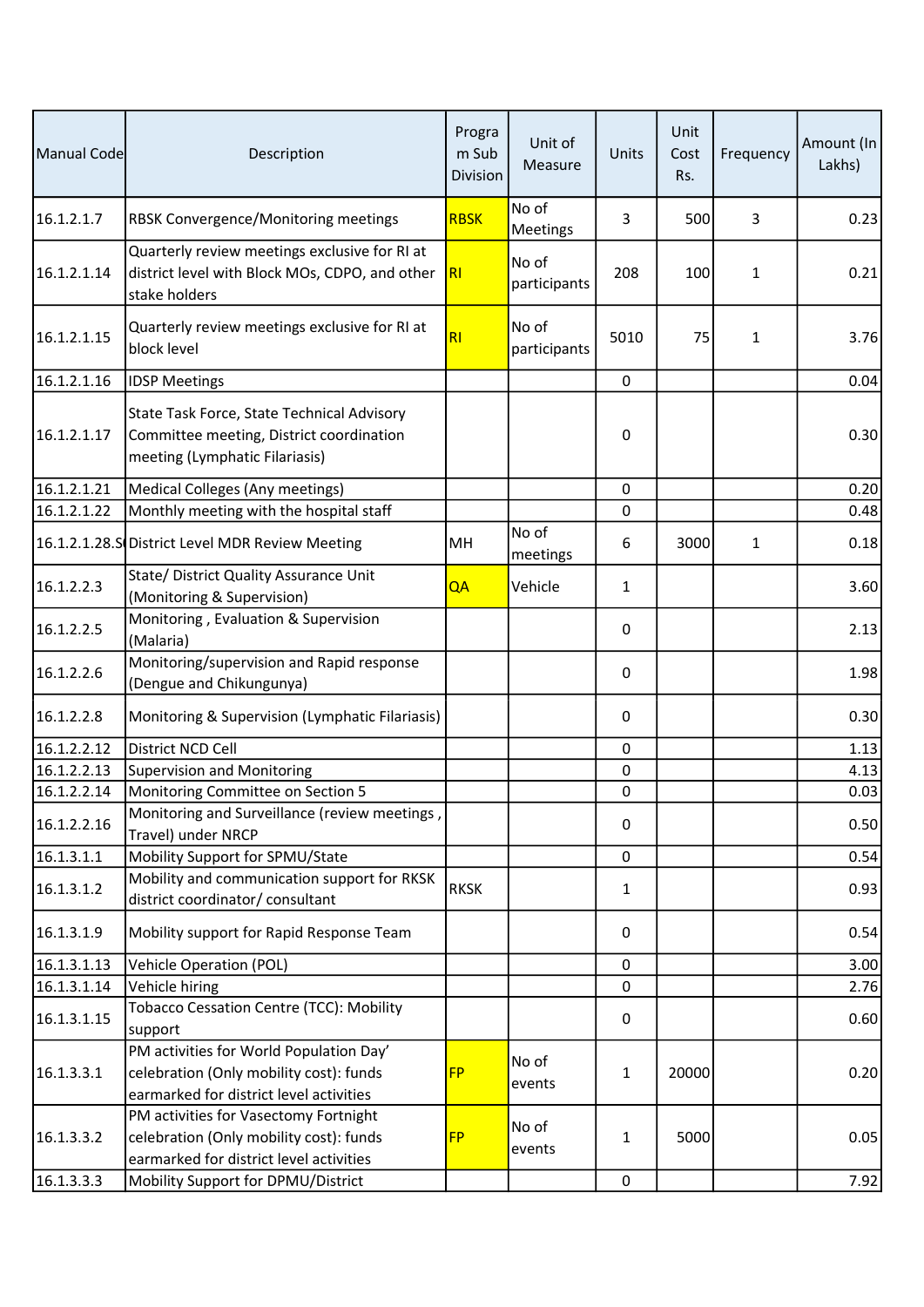| Manual Code | Description | Program Sub Division | Unit of Measure | Units | Unit Cost Rs. | Frequency | Amount (In Lakhs) |
|---|---|---|---|---|---|---|---|
| 16.1.2.1.7 | RBSK Convergence/Monitoring meetings | RBSK | No of Meetings | 3 | 500 | 3 | 0.23 |
| 16.1.2.1.14 | Quarterly review meetings exclusive for RI at district level with Block MOs, CDPO, and other stake holders | RI | No of participants | 208 | 100 | 1 | 0.21 |
| 16.1.2.1.15 | Quarterly review meetings exclusive for RI at block level | RI | No of participants | 5010 | 75 | 1 | 3.76 |
| 16.1.2.1.16 | IDSP Meetings | | | 0 | | | 0.04 |
| 16.1.2.1.17 | State Task Force, State Technical Advisory Committee meeting, District coordination meeting (Lymphatic Filariasis) | | | 0 | | | 0.30 |
| 16.1.2.1.21 | Medical Colleges (Any meetings) | | | 0 | | | 0.20 |
| 16.1.2.1.22 | Monthly meeting with the hospital staff | | | 0 | | | 0.48 |
| 16.1.2.1.28.S | District Level MDR Review Meeting | MH | No of meetings | 6 | 3000 | 1 | 0.18 |
| 16.1.2.2.3 | State/ District Quality Assurance Unit (Monitoring & Supervision) | QA | Vehicle | 1 | | | 3.60 |
| 16.1.2.2.5 | Monitoring , Evaluation & Supervision (Malaria) | | | 0 | | | 2.13 |
| 16.1.2.2.6 | Monitoring/supervision and Rapid response (Dengue and Chikungunya) | | | 0 | | | 1.98 |
| 16.1.2.2.8 | Monitoring & Supervision (Lymphatic Filariasis) | | | 0 | | | 0.30 |
| 16.1.2.2.12 | District NCD Cell | | | 0 | | | 1.13 |
| 16.1.2.2.13 | Supervision and Monitoring | | | 0 | | | 4.13 |
| 16.1.2.2.14 | Monitoring Committee on Section 5 | | | 0 | | | 0.03 |
| 16.1.2.2.16 | Monitoring and Surveillance (review meetings , Travel) under NRCP | | | 0 | | | 0.50 |
| 16.1.3.1.1 | Mobility Support for SPMU/State | | | 0 | | | 0.54 |
| 16.1.3.1.2 | Mobility and communication support for RKSK district coordinator/ consultant | RKSK | | 1 | | | 0.93 |
| 16.1.3.1.9 | Mobility support for Rapid Response Team | | | 0 | | | 0.54 |
| 16.1.3.1.13 | Vehicle Operation (POL) | | | 0 | | | 3.00 |
| 16.1.3.1.14 | Vehicle hiring | | | 0 | | | 2.76 |
| 16.1.3.1.15 | Tobacco Cessation Centre (TCC): Mobility support | | | 0 | | | 0.60 |
| 16.1.3.3.1 | PM activities for World Population Day' celebration (Only mobility cost): funds earmarked for district level activities | FP | No of events | 1 | 20000 | | 0.20 |
| 16.1.3.3.2 | PM activities for Vasectomy Fortnight celebration (Only mobility cost): funds earmarked for district level activities | FP | No of events | 1 | 5000 | | 0.05 |
| 16.1.3.3.3 | Mobility Support for DPMU/District | | | 0 | | | 7.92 |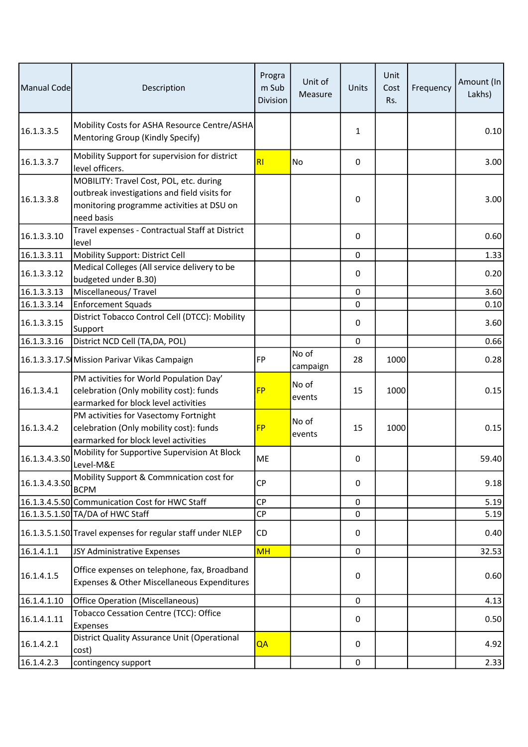| Manual Code | Description | Program Sub Division | Unit of Measure | Units | Unit Cost Rs. | Frequency | Amount (In Lakhs) |
|---|---|---|---|---|---|---|---|
| 16.1.3.3.5 | Mobility Costs for ASHA Resource Centre/ASHA Mentoring Group (Kindly Specify) | | | 1 | | | 0.10 |
| 16.1.3.3.7 | Mobility Support for supervision for district level officers. | RI | No | 0 | | | 3.00 |
| 16.1.3.3.8 | MOBILITY: Travel Cost, POL, etc. during outbreak investigations and field visits for monitoring programme activities at DSU on need basis | | | 0 | | | 3.00 |
| 16.1.3.3.10 | Travel expenses - Contractual Staff at District level | | | 0 | | | 0.60 |
| 16.1.3.3.11 | Mobility Support: District Cell | | | 0 | | | 1.33 |
| 16.1.3.3.12 | Medical Colleges (All service delivery to be budgeted under B.30) | | | 0 | | | 0.20 |
| 16.1.3.3.13 | Miscellaneous/ Travel | | | 0 | | | 3.60 |
| 16.1.3.3.14 | Enforcement Squads | | | 0 | | | 0.10 |
| 16.1.3.3.15 | District Tobacco Control Cell (DTCC): Mobility Support | | | 0 | | | 3.60 |
| 16.1.3.3.16 | District NCD Cell (TA,DA, POL) | | | 0 | | | 0.66 |
| 16.1.3.3.17.S( | Mission Parivar Vikas Campaign | FP | No of campaign | 28 | 1000 | | 0.28 |
| 16.1.3.4.1 | PM activities for World Population Day' celebration (Only mobility cost): funds earmarked for block level activities | FP | No of events | 15 | 1000 | | 0.15 |
| 16.1.3.4.2 | PM activities for Vasectomy Fortnight celebration (Only mobility cost): funds earmarked for block level activities | FP | No of events | 15 | 1000 | | 0.15 |
| 16.1.3.4.3.S0 | Mobility for Supportive Supervision At Block Level-M&E | ME | | 0 | | | 59.40 |
| 16.1.3.4.3.S0 | Mobility Support & Commnication cost for BCPM | CP | | 0 | | | 9.18 |
| 16.1.3.4.5.S0 | Communication Cost for HWC Staff | CP | | 0 | | | 5.19 |
| 16.1.3.5.1.S0 | TA/DA of HWC Staff | CP | | 0 | | | 5.19 |
| 16.1.3.5.1.S0 | Travel expenses for regular staff under NLEP | CD | | 0 | | | 0.40 |
| 16.1.4.1.1 | JSY Administrative Expenses | MH | | 0 | | | 32.53 |
| 16.1.4.1.5 | Office expenses on telephone, fax, Broadband Expenses & Other Miscellaneous Expenditures | | | 0 | | | 0.60 |
| 16.1.4.1.10 | Office Operation (Miscellaneous) | | | 0 | | | 4.13 |
| 16.1.4.1.11 | Tobacco Cessation Centre (TCC): Office Expenses | | | 0 | | | 0.50 |
| 16.1.4.2.1 | District Quality Assurance Unit (Operational cost) | QA | | 0 | | | 4.92 |
| 16.1.4.2.3 | contingency support | | | 0 | | | 2.33 |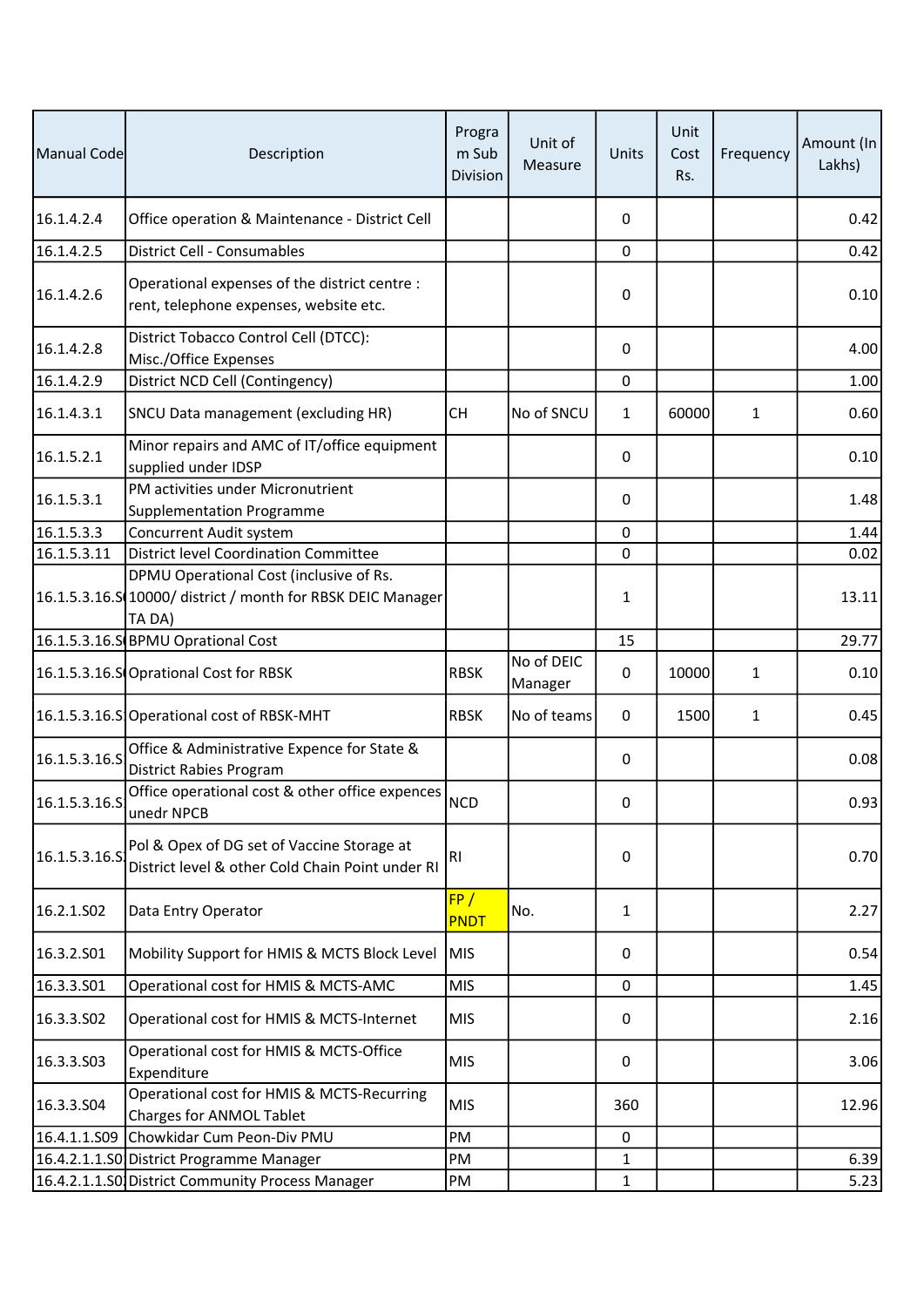| Manual Code | Description | Program Sub Division | Unit of Measure | Units | Unit Cost Rs. | Frequency | Amount (In Lakhs) |
|---|---|---|---|---|---|---|---|
| 16.1.4.2.4 | Office operation & Maintenance - District Cell | | | 0 | | | 0.42 |
| 16.1.4.2.5 | District Cell - Consumables | | | 0 | | | 0.42 |
| 16.1.4.2.6 | Operational expenses of the district centre : rent, telephone expenses, website etc. | | | 0 | | | 0.10 |
| 16.1.4.2.8 | District Tobacco Control Cell (DTCC): Misc./Office Expenses | | | 0 | | | 4.00 |
| 16.1.4.2.9 | District NCD Cell (Contingency) | | | 0 | | | 1.00 |
| 16.1.4.3.1 | SNCU Data management (excluding HR) | CH | No of SNCU | 1 | 60000 | 1 | 0.60 |
| 16.1.5.2.1 | Minor repairs and AMC of IT/office equipment supplied under IDSP | | | 0 | | | 0.10 |
| 16.1.5.3.1 | PM activities under Micronutrient Supplementation Programme | | | 0 | | | 1.48 |
| 16.1.5.3.3 | Concurrent Audit system | | | 0 | | | 1.44 |
| 16.1.5.3.11 | District level Coordination Committee | | | 0 | | | 0.02 |
| 16.1.5.3.16.S | DPMU Operational Cost (inclusive of Rs. 10000/ district / month for RBSK DEIC Manager TA DA) | | | 1 | | | 13.11 |
| 16.1.5.3.16.S | BPMU Oprational Cost | | | 15 | | | 29.77 |
| 16.1.5.3.16.S | Oprational Cost for RBSK | RBSK | No of DEIC Manager | 0 | 10000 | 1 | 0.10 |
| 16.1.5.3.16.S | Operational cost of RBSK-MHT | RBSK | No of teams | 0 | 1500 | 1 | 0.45 |
| 16.1.5.3.16.S | Office & Administrative Expence for State & District Rabies Program | | | 0 | | | 0.08 |
| 16.1.5.3.16.S | Office operational cost & other office expences unedr NPCB | NCD | | 0 | | | 0.93 |
| 16.1.5.3.16.S | Pol & Opex of DG set of Vaccine Storage at District level & other Cold Chain Point under RI | RI | | 0 | | | 0.70 |
| 16.2.1.S02 | Data Entry Operator | FP / PNDT | No. | 1 | | | 2.27 |
| 16.3.2.S01 | Mobility Support for HMIS & MCTS Block Level | MIS | | 0 | | | 0.54 |
| 16.3.3.S01 | Operational cost for HMIS & MCTS-AMC | MIS | | 0 | | | 1.45 |
| 16.3.3.S02 | Operational cost for HMIS & MCTS-Internet | MIS | | 0 | | | 2.16 |
| 16.3.3.S03 | Operational cost for HMIS & MCTS-Office Expenditure | MIS | | 0 | | | 3.06 |
| 16.3.3.S04 | Operational cost for HMIS & MCTS-Recurring Charges for ANMOL Tablet | MIS | | 360 | | | 12.96 |
| 16.4.1.1.S09 | Chowkidar Cum Peon-Div PMU | PM | | 0 | | | |
| 16.4.2.1.1.S0 | District Programme Manager | PM | | 1 | | | 6.39 |
| 16.4.2.1.1.S0 | District Community Process Manager | PM | | 1 | | | 5.23 |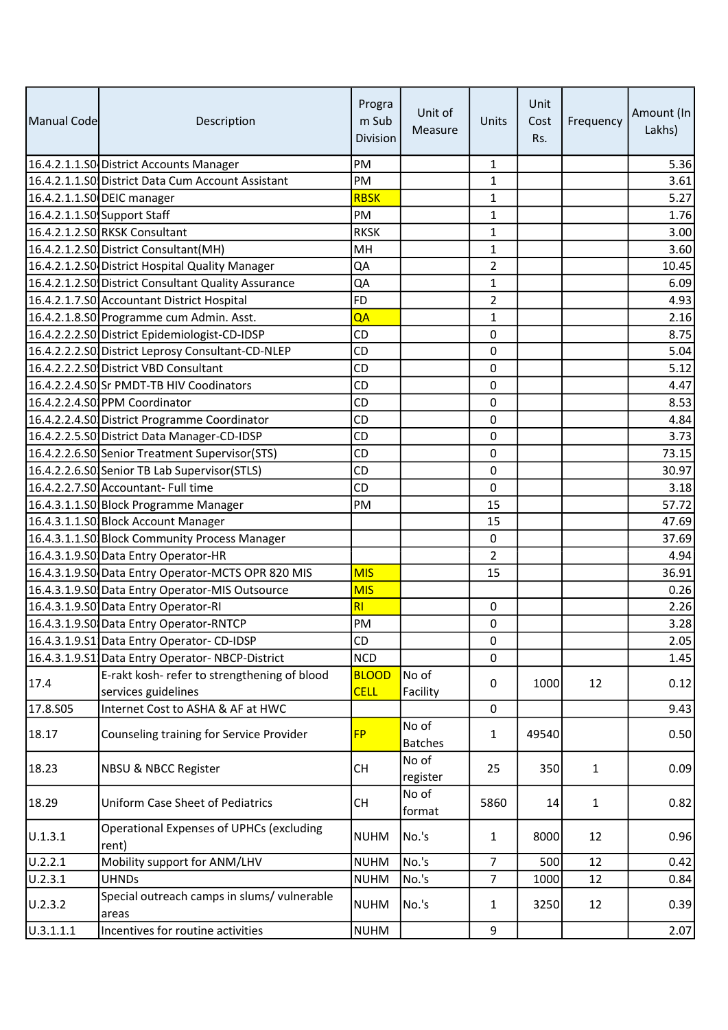| Manual Code | Description | Program Sub Division | Unit of Measure | Units | Unit Cost Rs. | Frequency | Amount (In Lakhs) |
|---|---|---|---|---|---|---|---|
| 16.4.2.1.1.S0 | District Accounts Manager | PM | | 1 | | | 5.36 |
| 16.4.2.1.1.S0 | District Data Cum Account Assistant | PM | | 1 | | | 3.61 |
| 16.4.2.1.1.S0 | DEIC manager | RBSK | | 1 | | | 5.27 |
| 16.4.2.1.1.S0 | Support Staff | PM | | 1 | | | 1.76 |
| 16.4.2.1.2.S0 | RKSK Consultant | RKSK | | 1 | | | 3.00 |
| 16.4.2.1.2.S0 | District Consultant(MH) | MH | | 1 | | | 3.60 |
| 16.4.2.1.2.S0 | District Hospital Quality Manager | QA | | 2 | | | 10.45 |
| 16.4.2.1.2.S0 | District Consultant Quality Assurance | QA | | 1 | | | 6.09 |
| 16.4.2.1.7.S0 | Accountant District Hospital | FD | | 2 | | | 4.93 |
| 16.4.2.1.8.S0 | Programme cum Admin. Asst. | QA | | 1 | | | 2.16 |
| 16.4.2.2.2.S0 | District Epidemiologist-CD-IDSP | CD | | 0 | | | 8.75 |
| 16.4.2.2.2.S0 | District Leprosy Consultant-CD-NLEP | CD | | 0 | | | 5.04 |
| 16.4.2.2.2.S0 | District VBD Consultant | CD | | 0 | | | 5.12 |
| 16.4.2.2.4.S0 | Sr PMDT-TB HIV Coodinators | CD | | 0 | | | 4.47 |
| 16.4.2.2.4.S0 | PPM Coordinator | CD | | 0 | | | 8.53 |
| 16.4.2.2.4.S0 | District Programme Coordinator | CD | | 0 | | | 4.84 |
| 16.4.2.2.5.S0 | District Data Manager-CD-IDSP | CD | | 0 | | | 3.73 |
| 16.4.2.2.6.S0 | Senior Treatment Supervisor(STS) | CD | | 0 | | | 73.15 |
| 16.4.2.2.6.S0 | Senior TB Lab Supervisor(STLS) | CD | | 0 | | | 30.97 |
| 16.4.2.2.7.S0 | Accountant- Full time | CD | | 0 | | | 3.18 |
| 16.4.3.1.1.S0 | Block Programme Manager | PM | | 15 | | | 57.72 |
| 16.4.3.1.1.S0 | Block Account Manager | | | 15 | | | 47.69 |
| 16.4.3.1.1.S0 | Block Community Process Manager | | | 0 | | | 37.69 |
| 16.4.3.1.9.S0 | Data Entry Operator-HR | | | 2 | | | 4.94 |
| 16.4.3.1.9.S0 | Data Entry Operator-MCTS OPR 820 MIS | MIS | | 15 | | | 36.91 |
| 16.4.3.1.9.S0 | Data Entry Operator-MIS Outsource | MIS | | | | | 0.26 |
| 16.4.3.1.9.S0 | Data Entry Operator-RI | RI | | 0 | | | 2.26 |
| 16.4.3.1.9.S0 | Data Entry Operator-RNTCP | PM | | 0 | | | 3.28 |
| 16.4.3.1.9.S1 | Data Entry Operator- CD-IDSP | CD | | 0 | | | 2.05 |
| 16.4.3.1.9.S1 | Data Entry Operator- NBCP-District | NCD | | 0 | | | 1.45 |
| 17.4 | E-rakt kosh- refer to strengthening of blood services guidelines | BLOOD CELL | No of Facility | 0 | 1000 | 12 | 0.12 |
| 17.8.S05 | Internet Cost to ASHA & AF at HWC | | | 0 | | | 9.43 |
| 18.17 | Counseling training for Service Provider | FP | No of Batches | 1 | 49540 | | 0.50 |
| 18.23 | NBSU & NBCC Register | CH | No of register | 25 | 350 | 1 | 0.09 |
| 18.29 | Uniform Case Sheet of Pediatrics | CH | No of format | 5860 | 14 | 1 | 0.82 |
| U.1.3.1 | Operational Expenses of UPHCs (excluding rent) | NUHM | No.'s | 1 | 8000 | 12 | 0.96 |
| U.2.2.1 | Mobility support for ANM/LHV | NUHM | No.'s | 7 | 500 | 12 | 0.42 |
| U.2.3.1 | UHNDs | NUHM | No.'s | 7 | 1000 | 12 | 0.84 |
| U.2.3.2 | Special outreach camps in slums/ vulnerable areas | NUHM | No.'s | 1 | 3250 | 12 | 0.39 |
| U.3.1.1.1 | Incentives for routine activities | NUHM | | 9 | | | 2.07 |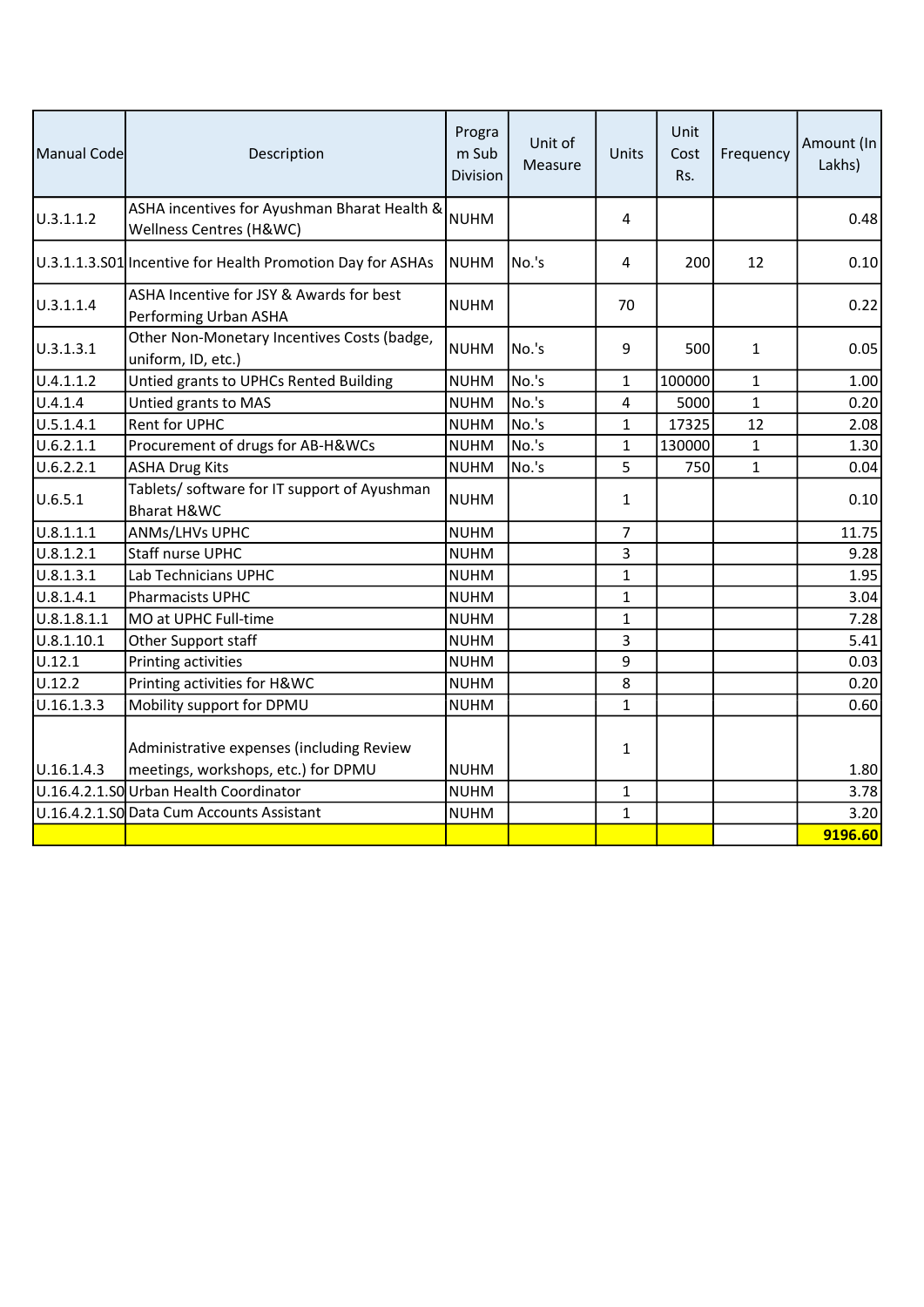| Manual Code | Description | Program Sub Division | Unit of Measure | Units | Unit Cost Rs. | Frequency | Amount (In Lakhs) |
|---|---|---|---|---|---|---|---|
| U.3.1.1.2 | ASHA incentives for Ayushman Bharat Health & Wellness Centres (H&WC) | NUHM | | 4 | | | 0.48 |
| U.3.1.1.3.S01 | Incentive for Health Promotion Day for ASHAs | NUHM | No.'s | 4 | 200 | 12 | 0.10 |
| U.3.1.1.4 | ASHA Incentive for JSY & Awards for best Performing Urban ASHA | NUHM | | 70 | | | 0.22 |
| U.3.1.3.1 | Other Non-Monetary Incentives Costs (badge, uniform, ID, etc.) | NUHM | No.'s | 9 | 500 | 1 | 0.05 |
| U.4.1.1.2 | Untied grants to UPHCs Rented Building | NUHM | No.'s | 1 | 100000 | 1 | 1.00 |
| U.4.1.4 | Untied grants to MAS | NUHM | No.'s | 4 | 5000 | 1 | 0.20 |
| U.5.1.4.1 | Rent for UPHC | NUHM | No.'s | 1 | 17325 | 12 | 2.08 |
| U.6.2.1.1 | Procurement of drugs for AB-H&WCs | NUHM | No.'s | 1 | 130000 | 1 | 1.30 |
| U.6.2.2.1 | ASHA Drug Kits | NUHM | No.'s | 5 | 750 | 1 | 0.04 |
| U.6.5.1 | Tablets/ software for IT support of Ayushman Bharat H&WC | NUHM | | 1 | | | 0.10 |
| U.8.1.1.1 | ANMs/LHVs UPHC | NUHM | | 7 | | | 11.75 |
| U.8.1.2.1 | Staff nurse UPHC | NUHM | | 3 | | | 9.28 |
| U.8.1.3.1 | Lab Technicians UPHC | NUHM | | 1 | | | 1.95 |
| U.8.1.4.1 | Pharmacists UPHC | NUHM | | 1 | | | 3.04 |
| U.8.1.8.1.1 | MO at UPHC Full-time | NUHM | | 1 | | | 7.28 |
| U.8.1.10.1 | Other Support staff | NUHM | | 3 | | | 5.41 |
| U.12.1 | Printing activities | NUHM | | 9 | | | 0.03 |
| U.12.2 | Printing activities for H&WC | NUHM | | 8 | | | 0.20 |
| U.16.1.3.3 | Mobility support for DPMU | NUHM | | 1 | | | 0.60 |
| U.16.1.4.3 | Administrative expenses (including Review meetings, workshops, etc.) for DPMU | NUHM | | 1 | | | 1.80 |
| U.16.4.2.1.S0 | Urban Health Coordinator | NUHM | | 1 | | | 3.78 |
| U.16.4.2.1.S0 | Data Cum Accounts Assistant | NUHM | | 1 | | | 3.20 |
| | | | | | | | **9196.60** |